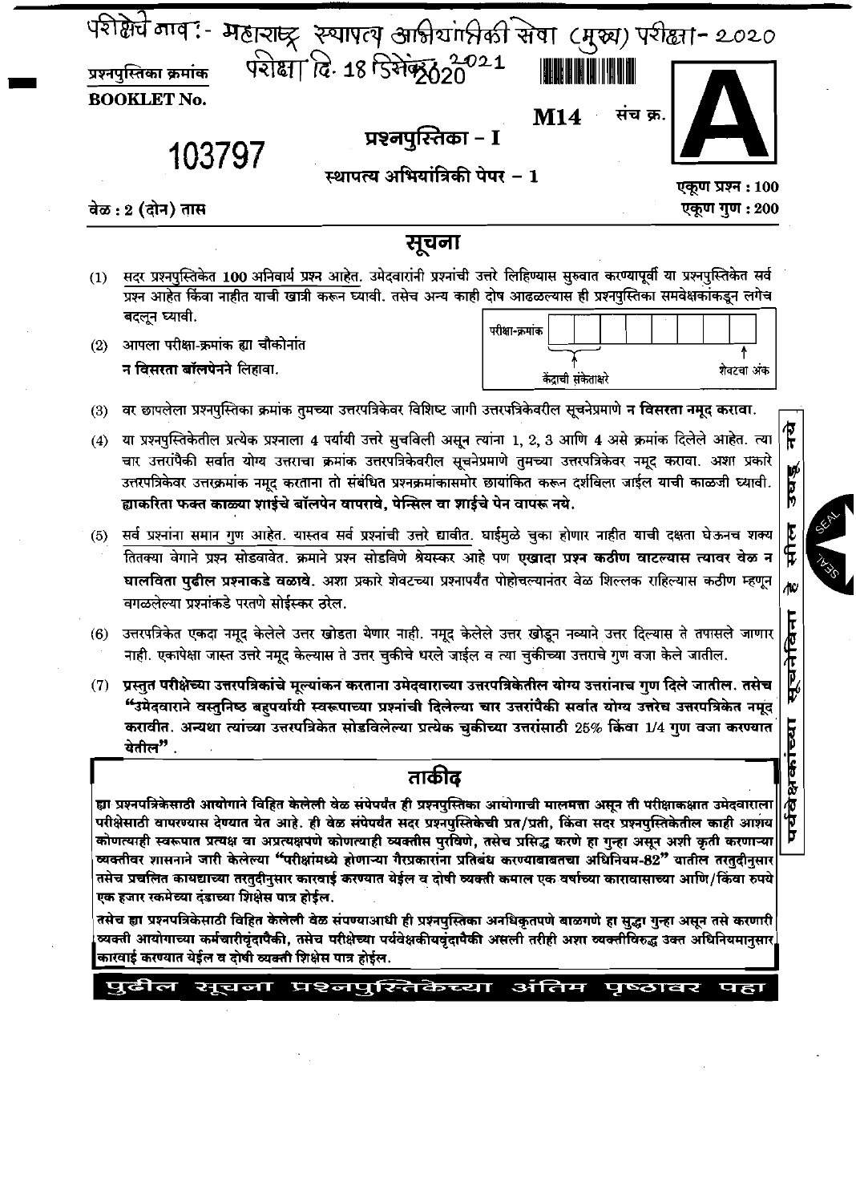परीक्षेचे नाव :- महाराष्ट्र स्थापत्य अभियांत्रिकी सेवा (मुख्य) परीक्षा - 2020

परीक्षा दि. 18 डिसेंबर 2021

प्रश्नपुस्तिका क्रमांक
**BOOKLET No.**

**103797**

**M14** संच क्र. **A**

## प्रश्नपुस्तिका – I

### स्थापत्य अभियांत्रिकी पेपर – 1

वेळ : 2 (दोन) तास

एकूण प्रश्न : 100
एकूण गुण : 200

## सूचना

(1) सदर प्रश्नपुस्तिकेत **100** अनिवार्य प्रश्न आहेत. उमेदवारांनी प्रश्नांची उत्तरे लिहिण्यास सुरुवात करण्यापूर्वी या प्रश्नपुस्तिकेत सर्व प्रश्न आहेत किंवा नाहीत याची खात्री करून घ्यावी. तसेच अन्य काही दोष आढळल्यास ही प्रश्नपुस्तिका समवेक्षकांकडून लगेच बदलून घ्यावी.

(2) आपला परीक्षा-क्रमांक ह्या चौकोनांत **न विसरता बॉलपेनने** लिहावा.

| परीक्षा-क्रमांक | | | | | | | | |
|---|---|---|---|---|---|---|---|---|

केंद्राची संकेताक्षरे — शेवटचा अंक

(3) वर छापलेला प्रश्नपुस्तिका क्रमांक तुमच्या उत्तरपत्रिकेवर विशिष्ट जागी उत्तरपत्रिकेवरील सूचनेप्रमाणे **न विसरता नमूद करावा.**

(4) या प्रश्नपुस्तिकेतील प्रत्येक प्रश्नाला 4 पर्यायी उत्तरे सुचविली असून त्यांना 1, 2, 3 आणि 4 असे क्रमांक दिलेले आहेत. त्या चार उत्तरांपैकी सर्वात योग्य उत्तराचा क्रमांक उत्तरपत्रिकेवरील सूचनेप्रमाणे तुमच्या उत्तरपत्रिकेवर नमूद करावा. अशा प्रकारे उत्तरपत्रिकेवर उत्तरक्रमांक नमूद करताना तो संबंधित प्रश्नक्रमांकासमोर छायांकित करून दर्शविला जाईल याची काळजी घ्यावी. **ह्याकरिता फक्त काळ्या शाईचे बॉलपेन वापरावे, पेन्सिल वा शाईचे पेन वापरू नये.**

(5) सर्व प्रश्नांना समान गुण आहेत. यास्तव सर्व प्रश्नांची उत्तरे द्यावीत. घाईमुळे चुका होणार नाहीत याची दक्षता घेऊनच शक्य तितक्या वेगाने प्रश्न सोडवावेत. क्रमाने प्रश्न सोडविणे श्रेयस्कर आहे पण **एखादा प्रश्न कठीण वाटल्यास त्यावर वेळ न घालविता पुढील प्रश्नाकडे वळावे.** अशा प्रकारे शेवटच्या प्रश्नापर्यंत पोहोचल्यानंतर वेळ शिल्लक राहिल्यास कठीण म्हणून वगळलेल्या प्रश्नांकडे परतणे सोईस्कर ठरेल.

(6) उत्तरपत्रिकेत एकदा नमूद केलेले उत्तर खोडता येणार नाही. नमूद केलेले उत्तर खोडून नव्याने उत्तर दिल्यास ते तपासले जाणार नाही. एकापेक्षा जास्त उत्तरे नमूद केल्यास ते उत्तर चुकीचे धरले जाईल व त्या चुकीच्या उत्तराचे गुण वजा केले जातील.

(7) **प्रस्तुत परीक्षेच्या उत्तरपत्रिकांचे मूल्यांकन करताना उमेदवाराच्या उत्तरपत्रिकेतील योग्य उत्तरांनाच गुण दिले जातील. तसेच "उमेदवाराने वस्तुनिष्ठ बहुपर्यायी स्वरूपाच्या प्रश्नांची दिलेल्या चार उत्तरांपैकी सर्वात योग्य उत्तरेच उत्तरपत्रिकेत नमूद करावीत. अन्यथा त्यांच्या उत्तरपत्रिकेत सोडविलेल्या प्रत्येक चुकीच्या उत्तरांसाठी 25% किंवा 1/4 गुण वजा करण्यात येतील".**

## ताकीद

**ह्या प्रश्नपत्रिकेसाठी आयोगाने विहित केलेली वेळ संपेपर्यंत ही प्रश्नपुस्तिका आयोगाची मालमत्ता असून ती परीक्षाकक्षात उमेदवाराला परीक्षेसाठी वापरण्यास देण्यात येत आहे. ही वेळ संपेपर्यंत सदर प्रश्नपुस्तिकेची प्रत/प्रती, किंवा सदर प्रश्नपुस्तिकेतील काही आशय कोणत्याही स्वरूपात प्रत्यक्ष वा अप्रत्यक्षपणे कोणत्याही व्यक्तीस पुरविणे, तसेच प्रसिद्ध करणे हा गुन्हा असून अशी कृती करणाऱ्या व्यक्तीवर शासनाने जारी केलेल्या "परीक्षांमध्ये होणाऱ्या गैरप्रकारांना प्रतिबंध करण्याबाबतचा अधिनियम-82" यातील तरतुदीनुसार तसेच प्रचलित कायद्याच्या तरतुदीनुसार कारवाई करण्यात येईल व दोषी व्यक्ती कमाल एक वर्षाच्या कारावासाच्या आणि/किंवा रुपये एक हजार रकमेच्या दंडाच्या शिक्षेस पात्र होईल.**

**तसेच ह्या प्रश्नपत्रिकेसाठी विहित केलेली वेळ संपण्याआधी ही प्रश्नपुस्तिका अनधिकृतपणे बाळगणे हा सुद्धा गुन्हा असून तसे करणारी व्यक्ती आयोगाच्या कर्मचारीवृंदापैकी, तसेच परीक्षेच्या पर्यवेक्षकीयवृंदापैकी असली तरीही अशा व्यक्तीविरुद्ध उक्त अधिनियमानुसार कारवाई करण्यात येईल व दोषी व्यक्ती शिक्षेस पात्र होईल.**

**पुढील सूचना प्रश्नपुस्तिकेच्या अंतिम पृष्ठावर पहा**

पर्यवेक्षकांच्या सूचनेविना सील उघडू नये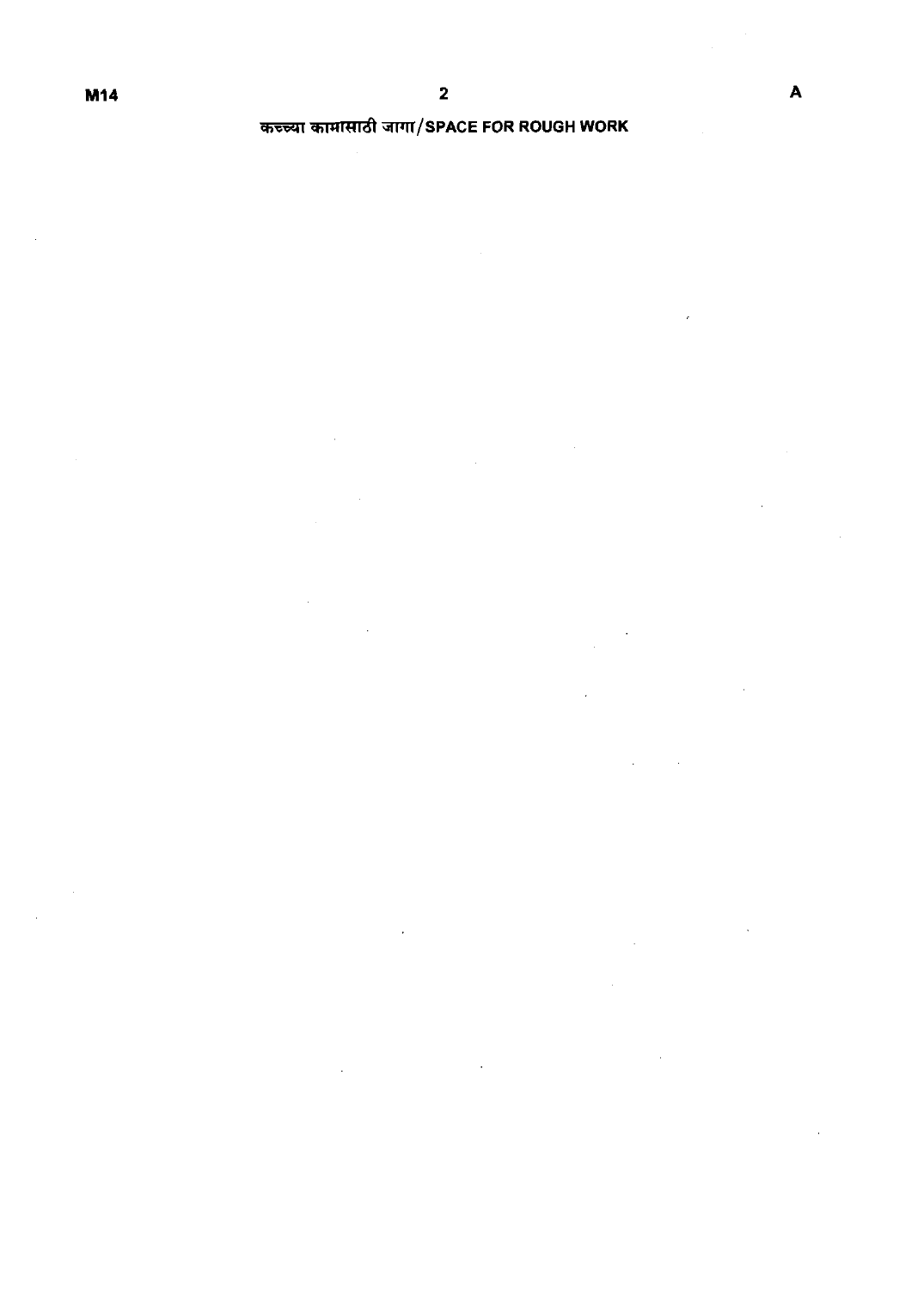कच्च्या कामासाठी जागा/SPACE FOR ROUGH WORK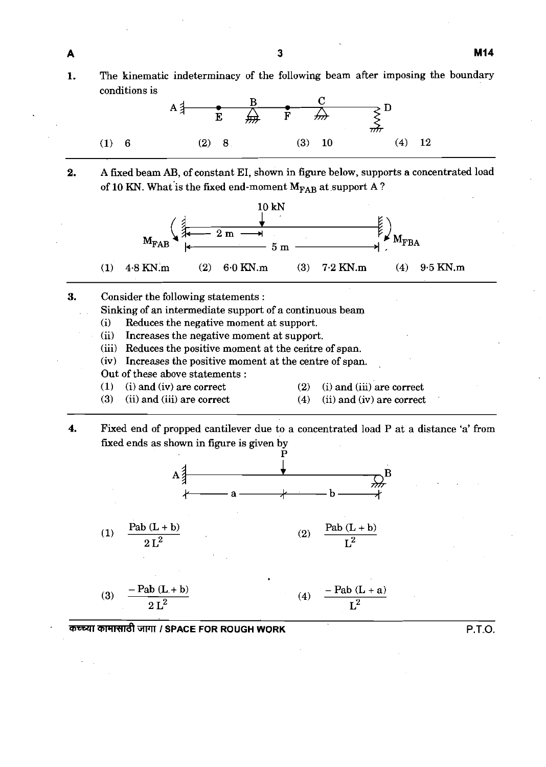1. The kinematic indeterminacy of the following beam after imposing the boundary conditions is

(1) 6 (2) 8 (3) 10 (4) 12

2. A fixed beam AB, of constant EI, shown in figure below, supports a concentrated load of 10 KN. What is the fixed end-moment $M_{FAB}$ at support A ?

(1) 4·8 KN.m (2) 6·0 KN.m (3) 7·2 KN.m (4) 9·5 KN.m

3. Consider the following statements :

Sinking of an intermediate support of a continuous beam

(i) Reduces the negative moment at support.
(ii) Increases the negative moment at support.
(iii) Reduces the positive moment at the centre of span.
(iv) Increases the positive moment at the centre of span.

Out of these above statements :

(1) (i) and (iv) are correct
(2) (i) and (iii) are correct
(3) (ii) and (iii) are correct
(4) (ii) and (iv) are correct

4. Fixed end of propped cantilever due to a concentrated load P at a distance 'a' from fixed ends as shown in figure is given by

(1) $\frac{Pab\,(L + b)}{2\,L^2}$

(2) $\frac{Pab\,(L + b)}{L^2}$

(3) $\frac{-\,Pab\,(L + b)}{2\,L^2}$

(4) $\frac{-\,Pab\,(L + a)}{L^2}$

कच्च्या कामासाठी जागा / SPACE FOR ROUGH WORK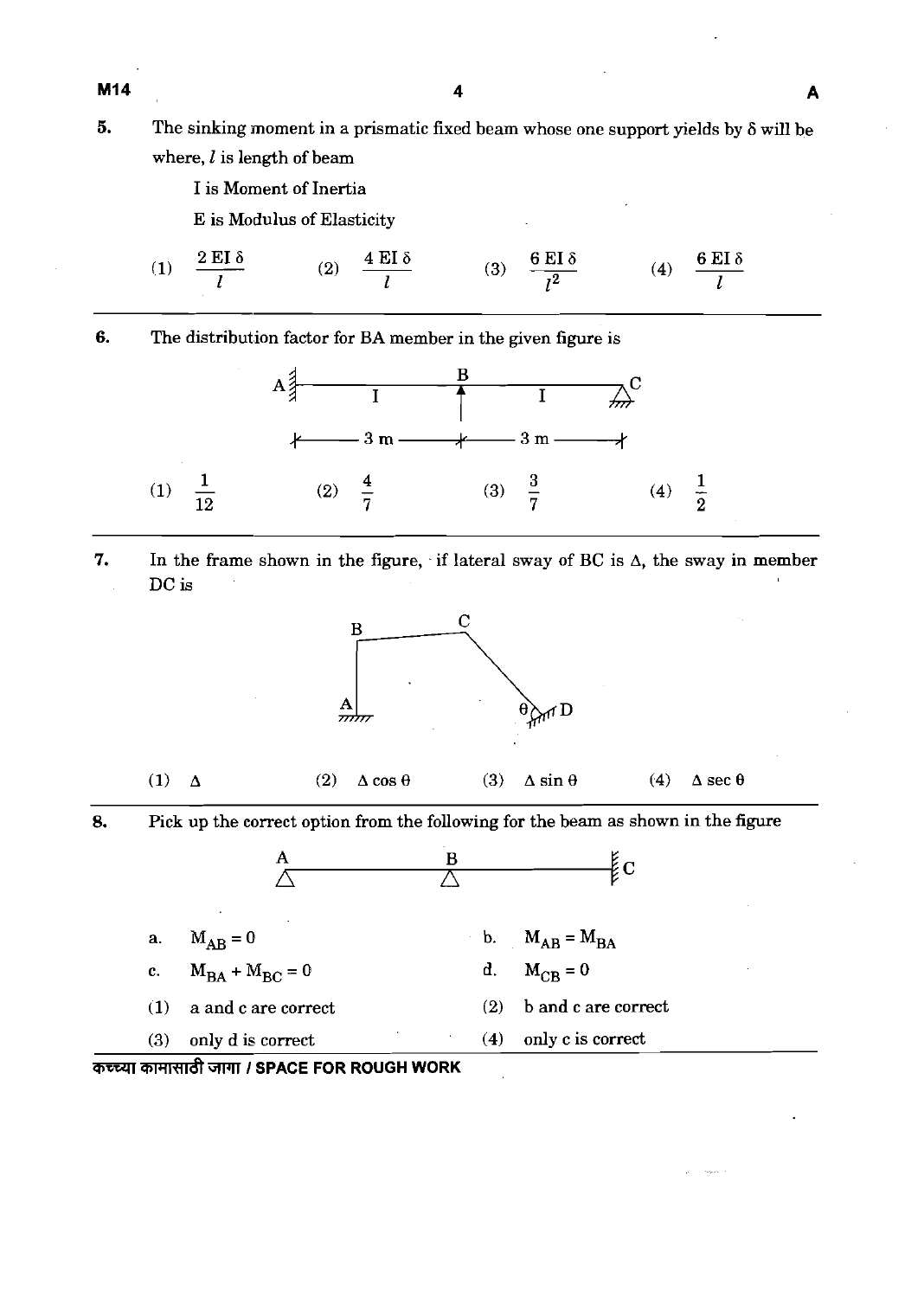5. The sinking moment in a prismatic fixed beam whose one support yields by $\delta$ will be where, $l$ is length of beam

   I is Moment of Inertia

   E is Modulus of Elasticity

   (1) $\frac{2 EI \delta}{l}$ (2) $\frac{4 EI \delta}{l}$ (3) $\frac{6 EI \delta}{l^2}$ (4) $\frac{6 EI \delta}{l}$

---

6. The distribution factor for BA member in the given figure is

   A (fixed) ——— I ——— B (support) ——— I ——— C (support); AB = 3 m, BC = 3 m

   (1) $\frac{1}{12}$ (2) $\frac{4}{7}$ (3) $\frac{3}{7}$ (4) $\frac{1}{2}$

---

7. In the frame shown in the figure, if lateral sway of BC is $\Delta$, the sway in member DC is

   Frame: A (fixed base) — B — C — D (support, member DC inclined at angle $\theta$ at D)

   (1) $\Delta$ (2) $\Delta \cos \theta$ (3) $\Delta \sin \theta$ (4) $\Delta \sec \theta$

---

8. Pick up the correct option from the following for the beam as shown in the figure

   A (support) ——— B (support) ——— C (fixed)

   a. $M_{AB} = 0$ b. $M_{AB} = M_{BA}$

   c. $M_{BA} + M_{BC} = 0$ d. $M_{CB} = 0$

   (1) a and c are correct (2) b and c are correct

   (3) only d is correct (4) only c is correct

कच्च्या कामासाठी जागा / SPACE FOR ROUGH WORK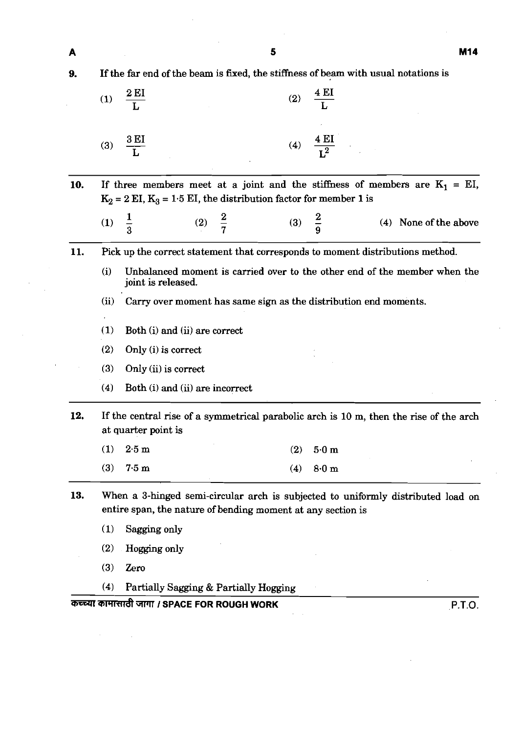9. If the far end of the beam is fixed, the stiffness of beam with usual notations is

(1) $\frac{2\,EI}{L}$ (2) $\frac{4\,EI}{L}$

(3) $\frac{3\,EI}{L}$ (4) $\frac{4\,EI}{L^2}$

10. If three members meet at a joint and the stiffness of members are $K_1 = EI$, $K_2 = 2\,EI$, $K_3 = 1{\cdot}5\,EI$, the distribution factor for member 1 is

(1) $\frac{1}{3}$ (2) $\frac{2}{7}$ (3) $\frac{2}{9}$ (4) None of the above

11. Pick up the correct statement that corresponds to moment distributions method.

(i) Unbalanced moment is carried over to the other end of the member when the joint is released.

(ii) Carry over moment has same sign as the distribution end moments.

(1) Both (i) and (ii) are correct

(2) Only (i) is correct

(3) Only (ii) is correct

(4) Both (i) and (ii) are incorrect

12. If the central rise of a symmetrical parabolic arch is 10 m, then the rise of the arch at quarter point is

(1) 2·5 m (2) 5·0 m

(3) 7·5 m (4) 8·0 m

13. When a 3-hinged semi-circular arch is subjected to uniformly distributed load on entire span, the nature of bending moment at any section is

(1) Sagging only

(2) Hogging only

(3) Zero

(4) Partially Sagging & Partially Hogging

कच्च्या कामासाठी जागा / SPACE FOR ROUGH WORK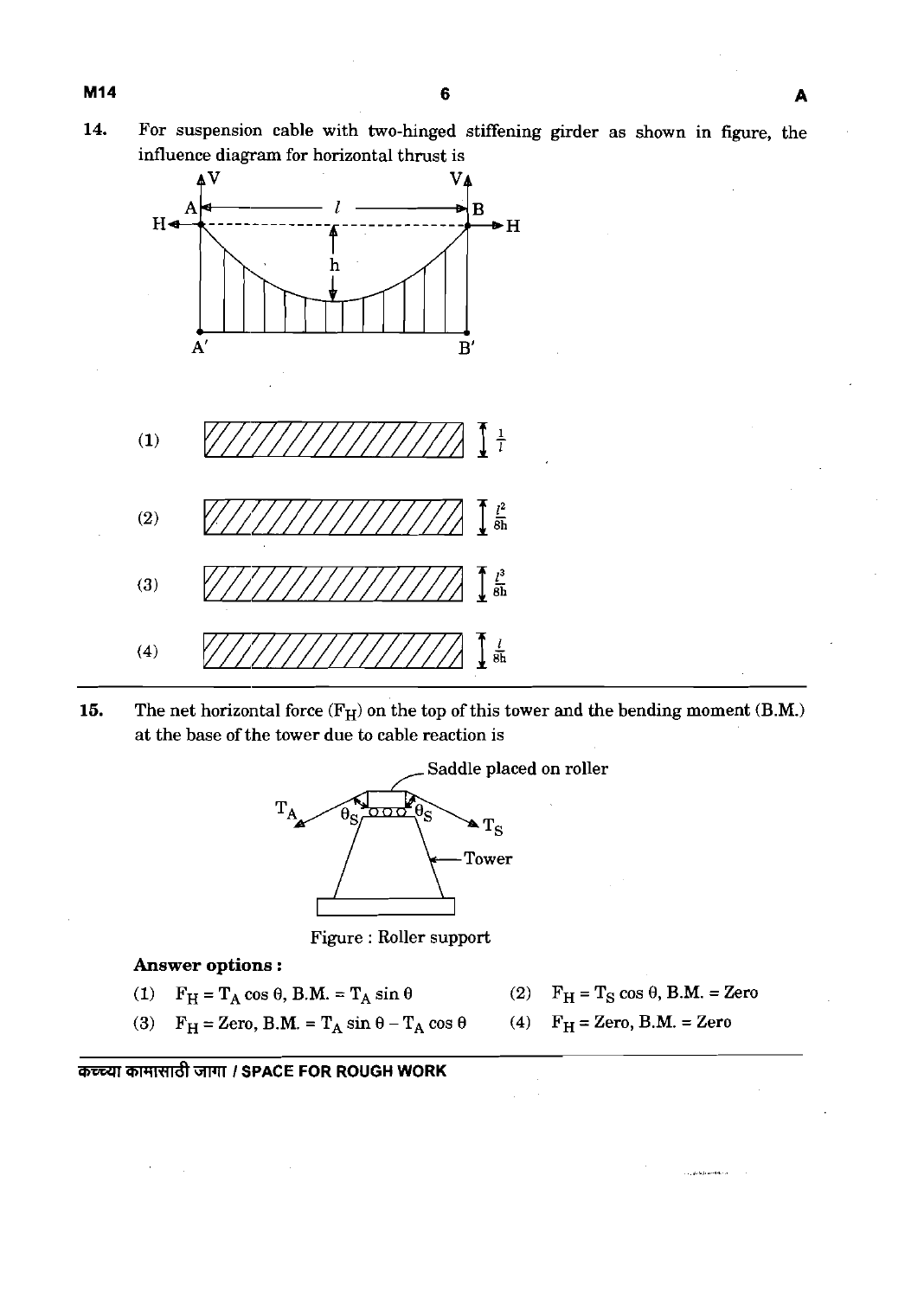14. For suspension cable with two-hinged stiffening girder as shown in figure, the influence diagram for horizontal thrust is

(1) $\frac{1}{l}$

(2) $\frac{l^2}{8h}$

(3) $\frac{l^3}{8h}$

(4) $\frac{l}{8h}$

15. The net horizontal force ($F_H$) on the top of this tower and the bending moment (B.M.) at the base of the tower due to cable reaction is

Figure : Roller support

**Answer options :**

(1) $F_H = T_A \cos\theta$, B.M. $= T_A \sin\theta$

(2) $F_H = T_S \cos\theta$, B.M. = Zero

(3) $F_H$ = Zero, B.M. $= T_A \sin\theta - T_A \cos\theta$

(4) $F_H$ = Zero, B.M. = Zero

कच्च्या कामासाठी जागा / SPACE FOR ROUGH WORK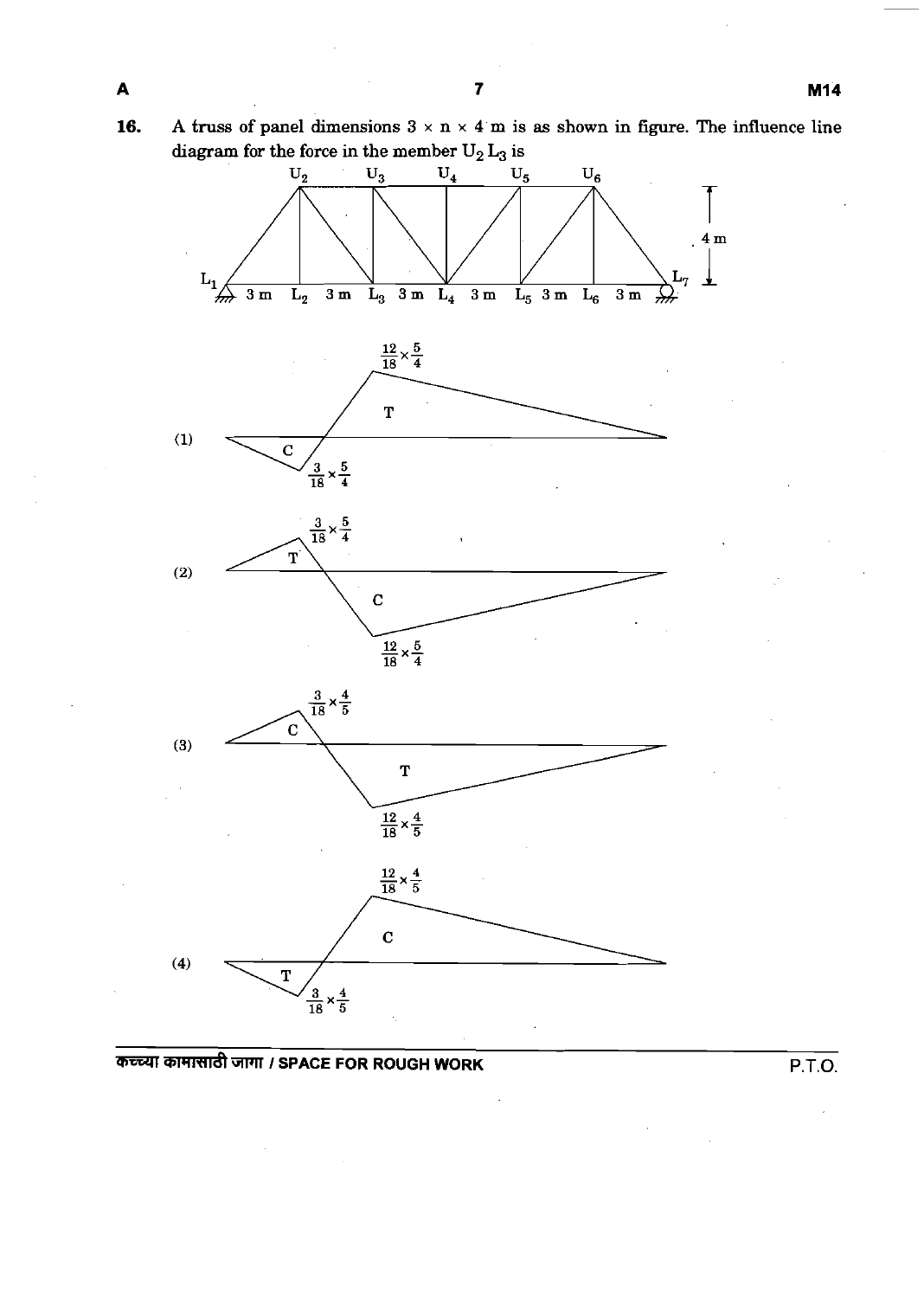16. A truss of panel dimensions $3 \times n \times 4$ m is as shown in figure. The influence line diagram for the force in the member $U_2L_3$ is

(1) Compression (C) ordinate $\frac{3}{18} \times \frac{5}{4}$; Tension (T) ordinate $\frac{12}{18} \times \frac{5}{4}$

(2) Tension (T) ordinate $\frac{3}{18} \times \frac{5}{4}$; Compression (C) ordinate $\frac{12}{18} \times \frac{5}{4}$

(3) Compression (C) ordinate $\frac{3}{18} \times \frac{4}{5}$; Tension (T) ordinate $\frac{12}{18} \times \frac{4}{5}$

(4) Tension (T) ordinate $\frac{3}{18} \times \frac{4}{5}$; Compression (C) ordinate $\frac{12}{18} \times \frac{4}{5}$

कच्च्या कामासाठी जागा / SPACE FOR ROUGH WORK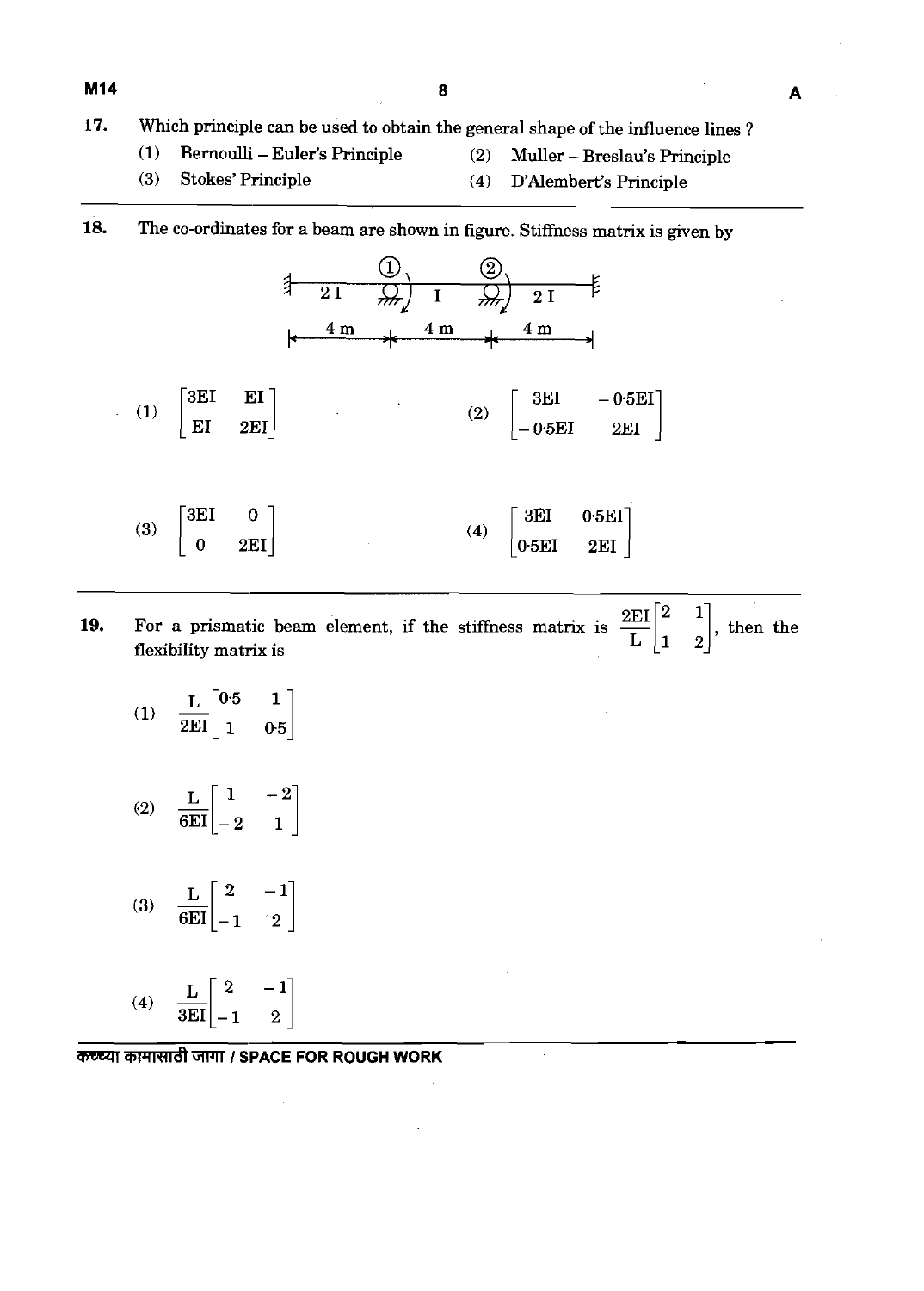17. Which principle can be used to obtain the general shape of the influence lines ?

(1) Bernoulli – Euler's Principle  
(2) Muller – Breslau's Principle  
(3) Stokes' Principle  
(4) D'Alembert's Principle

---

18. The co-ordinates for a beam are shown in figure. Stiffness matrix is given by

(Figure: fixed support — 2 I — support ① — I — support ② — 2 I — fixed support; spans 4 m, 4 m, 4 m)

(1) $\begin{bmatrix} 3EI & EI \\ EI & 2EI \end{bmatrix}$

(2) $\begin{bmatrix} 3EI & -0{\cdot}5EI \\ -0{\cdot}5EI & 2EI \end{bmatrix}$

(3) $\begin{bmatrix} 3EI & 0 \\ 0 & 2EI \end{bmatrix}$

(4) $\begin{bmatrix} 3EI & 0{\cdot}5EI \\ 0{\cdot}5EI & 2EI \end{bmatrix}$

---

19. For a prismatic beam element, if the stiffness matrix is $\frac{2EI}{L}\begin{bmatrix} 2 & 1 \\ 1 & 2 \end{bmatrix}$, then the flexibility matrix is

(1) $\frac{L}{2EI}\begin{bmatrix} 0{\cdot}5 & 1 \\ 1 & 0{\cdot}5 \end{bmatrix}$

(2) $\frac{L}{6EI}\begin{bmatrix} 1 & -2 \\ -2 & 1 \end{bmatrix}$

(3) $\frac{L}{6EI}\begin{bmatrix} 2 & -1 \\ -1 & 2 \end{bmatrix}$

(4) $\frac{L}{3EI}\begin{bmatrix} 2 & -1 \\ -1 & 2 \end{bmatrix}$

कच्च्या कामासाठी जागा / SPACE FOR ROUGH WORK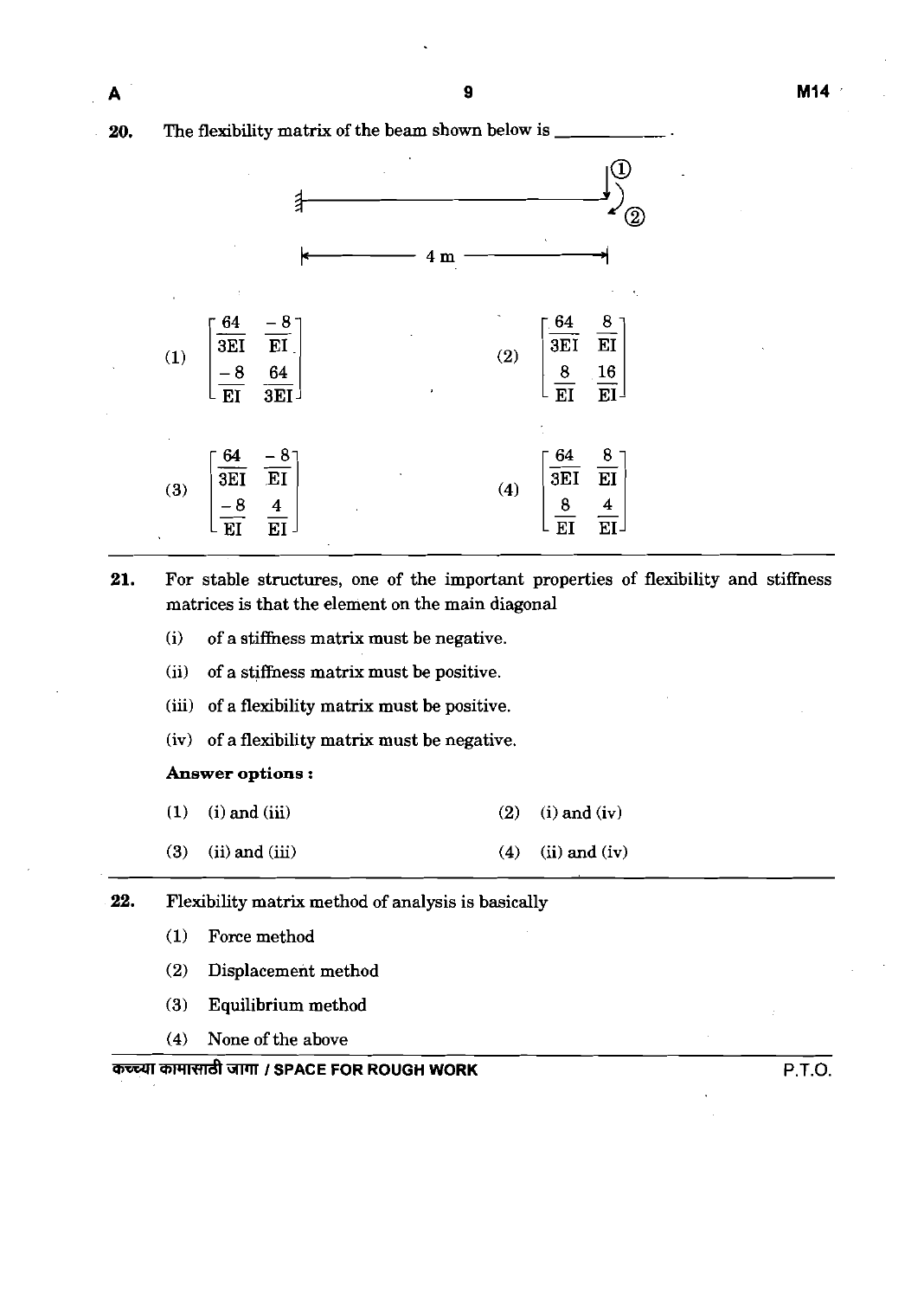**20.** The flexibility matrix of the beam shown below is \_\_\_\_\_\_\_\_\_\_.

(Figure: cantilever beam of span 4 m, fixed at left end; coordinates ① (vertical downward) and ② (rotation) at free end.)

(1) $\begin{bmatrix} \frac{64}{3EI} & \frac{-8}{EI} \\ \frac{-8}{EI} & \frac{64}{3EI} \end{bmatrix}$

(2) $\begin{bmatrix} \frac{64}{3EI} & \frac{8}{EI} \\ \frac{8}{EI} & \frac{16}{EI} \end{bmatrix}$

(3) $\begin{bmatrix} \frac{64}{3EI} & \frac{-8}{EI} \\ \frac{-8}{EI} & \frac{4}{EI} \end{bmatrix}$

(4) $\begin{bmatrix} \frac{64}{3EI} & \frac{8}{EI} \\ \frac{8}{EI} & \frac{4}{EI} \end{bmatrix}$

---

**21.** For stable structures, one of the important properties of flexibility and stiffness matrices is that the element on the main diagonal

(i) of a stiffness matrix must be negative.

(ii) of a stiffness matrix must be positive.

(iii) of a flexibility matrix must be positive.

(iv) of a flexibility matrix must be negative.

**Answer options :**

(1) (i) and (iii)

(2) (i) and (iv)

(3) (ii) and (iii)

(4) (ii) and (iv)

---

**22.** Flexibility matrix method of analysis is basically

(1) Force method

(2) Displacement method

(3) Equilibrium method

(4) None of the above

कच्च्या कामासाठी जागा / SPACE FOR ROUGH WORK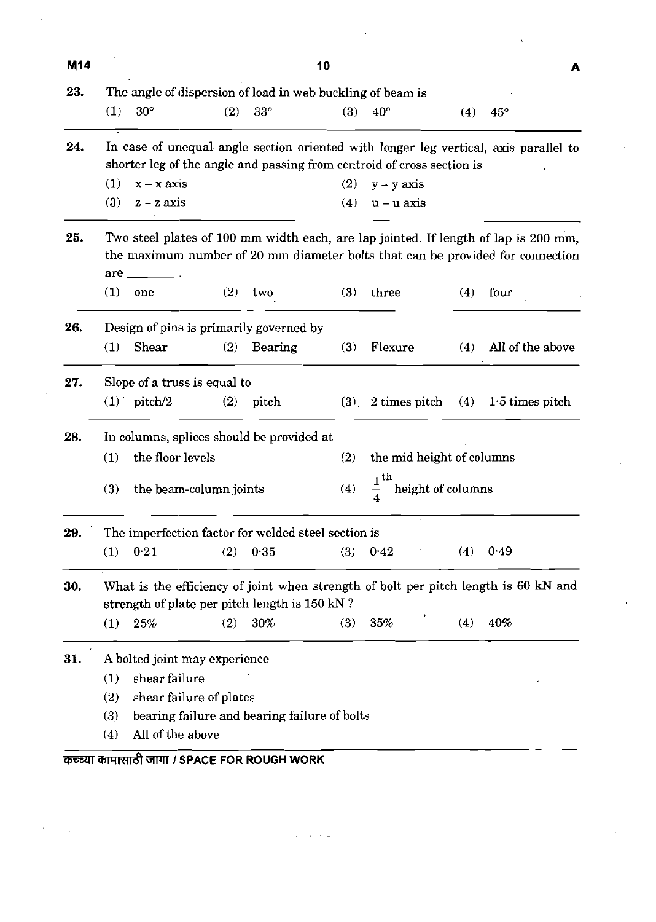23. The angle of dispersion of load in web buckling of beam is

(1) 30°  (2) 33°  (3) 40°  (4) 45°

---

24. In case of unequal angle section oriented with longer leg vertical, axis parallel to shorter leg of the angle and passing from centroid of cross section is ________.

(1) x – x axis
(2) y – y axis
(3) z – z axis
(4) u – u axis

---

25. Two steel plates of 100 mm width each, are lap jointed. If length of lap is 200 mm, the maximum number of 20 mm diameter bolts that can be provided for connection are ________.

(1) one  (2) two  (3) three  (4) four

---

26. Design of pins is primarily governed by

(1) Shear  (2) Bearing  (3) Flexure  (4) All of the above

---

27. Slope of a truss is equal to

(1) pitch/2  (2) pitch  (3) 2 times pitch  (4) 1·5 times pitch

---

28. In columns, splices should be provided at

(1) the floor levels
(2) the mid height of columns
(3) the beam-column joints
(4) $\frac{1}{4}^{th}$ height of columns

---

29. The imperfection factor for welded steel section is

(1) 0·21  (2) 0·35  (3) 0·42  (4) 0·49

---

30. What is the efficiency of joint when strength of bolt per pitch length is 60 kN and strength of plate per pitch length is 150 kN ?

(1) 25%  (2) 30%  (3) 35%  (4) 40%

---

31. A bolted joint may experience

(1) shear failure
(2) shear failure of plates
(3) bearing failure and bearing failure of bolts
(4) All of the above

---

कच्च्या कामासाठी जागा / SPACE FOR ROUGH WORK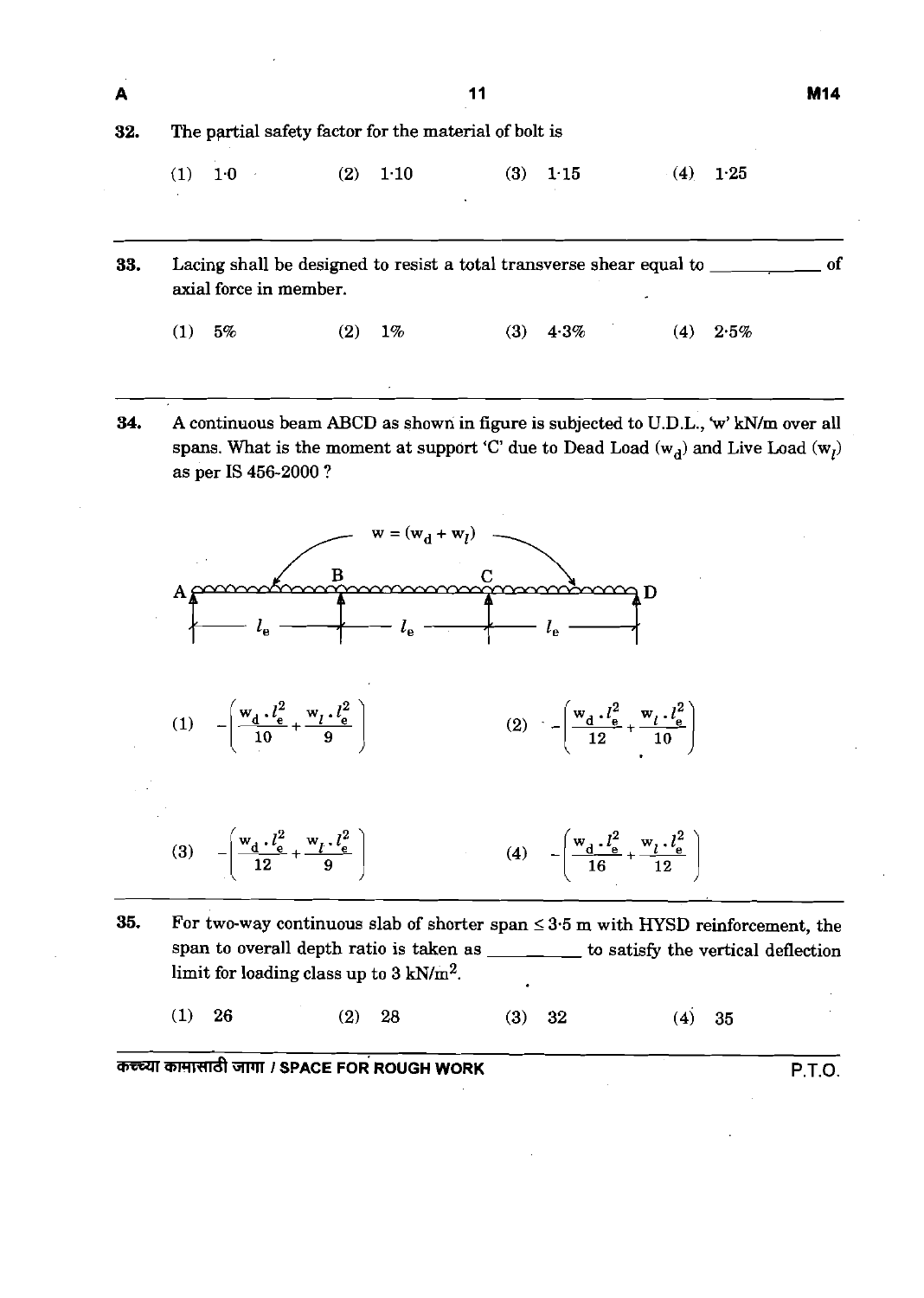32. The partial safety factor for the material of bolt is

(1) 1·0 (2) 1·10 (3) 1·15 (4) 1·25

---

33. Lacing shall be designed to resist a total transverse shear equal to __________ of axial force in member.

(1) 5% (2) 1% (3) 4·3% (4) 2·5%

---

34. A continuous beam ABCD as shown in figure is subjected to U.D.L., 'w' kN/m over all spans. What is the moment at support 'C' due to Dead Load ($w_d$) and Live Load ($w_l$) as per IS 456-2000 ?

$w = (w_d + w_l)$

A — $l_e$ — B — $l_e$ — C — $l_e$ — D

(1) $-\left(\frac{w_d \cdot l_e^2}{10} + \frac{w_l \cdot l_e^2}{9}\right)$ (2) $-\left(\frac{w_d \cdot l_e^2}{12} + \frac{w_l \cdot l_e^2}{10}\right)$

(3) $-\left(\frac{w_d \cdot l_e^2}{12} + \frac{w_l \cdot l_e^2}{9}\right)$ (4) $-\left(\frac{w_d \cdot l_e^2}{16} + \frac{w_l \cdot l_e^2}{12}\right)$

---

35. For two-way continuous slab of shorter span ≤ 3·5 m with HYSD reinforcement, the span to overall depth ratio is taken as __________ to satisfy the vertical deflection limit for loading class up to 3 kN/m$^2$.

(1) 26 (2) 28 (3) 32 (4) 35

कच्च्या कामासाठी जागा / SPACE FOR ROUGH WORK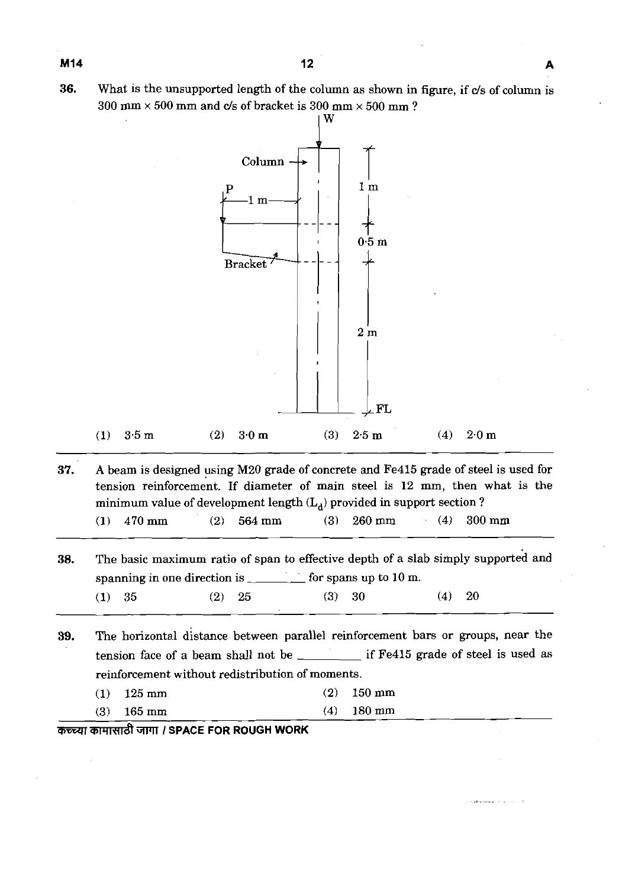**36.** What is the unsupported length of the column as shown in figure, if c/s of column is 300 mm × 500 mm and c/s of bracket is 300 mm × 500 mm ?

(1) 3·5 m (2) 3·0 m (3) 2·5 m (4) 2·0 m

---

**37.** A beam is designed using M20 grade of concrete and Fe415 grade of steel is used for tension reinforcement. If diameter of main steel is 12 mm, then what is the minimum value of development length ($L_d$) provided in support section ?

(1) 470 mm (2) 564 mm (3) 260 mm (4) 300 mm

---

**38.** The basic maximum ratio of span to effective depth of a slab simply supported and spanning in one direction is ________ for spans up to 10 m.

(1) 35 (2) 25 (3) 30 (4) 20

---

**39.** The horizontal distance between parallel reinforcement bars or groups, near the tension face of a beam shall not be ________ if Fe415 grade of steel is used as reinforcement without redistribution of moments.

(1) 125 mm (2) 150 mm

(3) 165 mm (4) 180 mm

कच्च्या कामासाठी जागा / SPACE FOR ROUGH WORK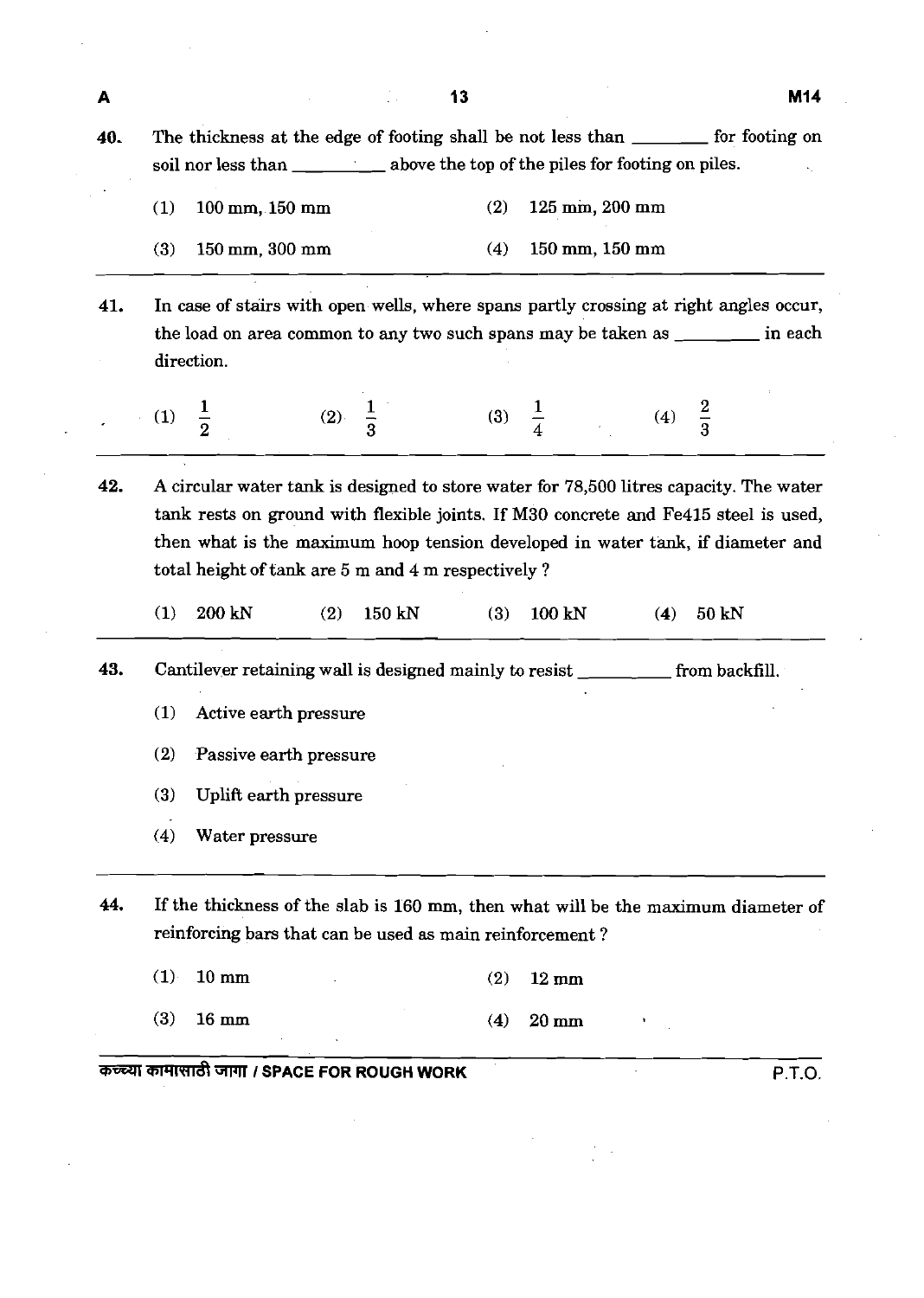40. The thickness at the edge of footing shall be not less than ________ for footing on soil nor less than ________ above the top of the piles for footing on piles.

(1) 100 mm, 150 mm (2) 125 mm, 200 mm

(3) 150 mm, 300 mm (4) 150 mm, 150 mm

---

41. In case of stairs with open wells, where spans partly crossing at right angles occur, the load on area common to any two such spans may be taken as ________ in each direction.

(1) $\frac{1}{2}$ (2) $\frac{1}{3}$ (3) $\frac{1}{4}$ (4) $\frac{2}{3}$

---

42. A circular water tank is designed to store water for 78,500 litres capacity. The water tank rests on ground with flexible joints. If M30 concrete and Fe415 steel is used, then what is the maximum hoop tension developed in water tank, if diameter and total height of tank are 5 m and 4 m respectively ?

(1) 200 kN (2) 150 kN (3) 100 kN (4) 50 kN

---

43. Cantilever retaining wall is designed mainly to resist ________ from backfill.

(1) Active earth pressure

(2) Passive earth pressure

(3) Uplift earth pressure

(4) Water pressure

---

44. If the thickness of the slab is 160 mm, then what will be the maximum diameter of reinforcing bars that can be used as main reinforcement ?

(1) 10 mm (2) 12 mm

(3) 16 mm (4) 20 mm

कच्च्या कामासाठी जागा / SPACE FOR ROUGH WORK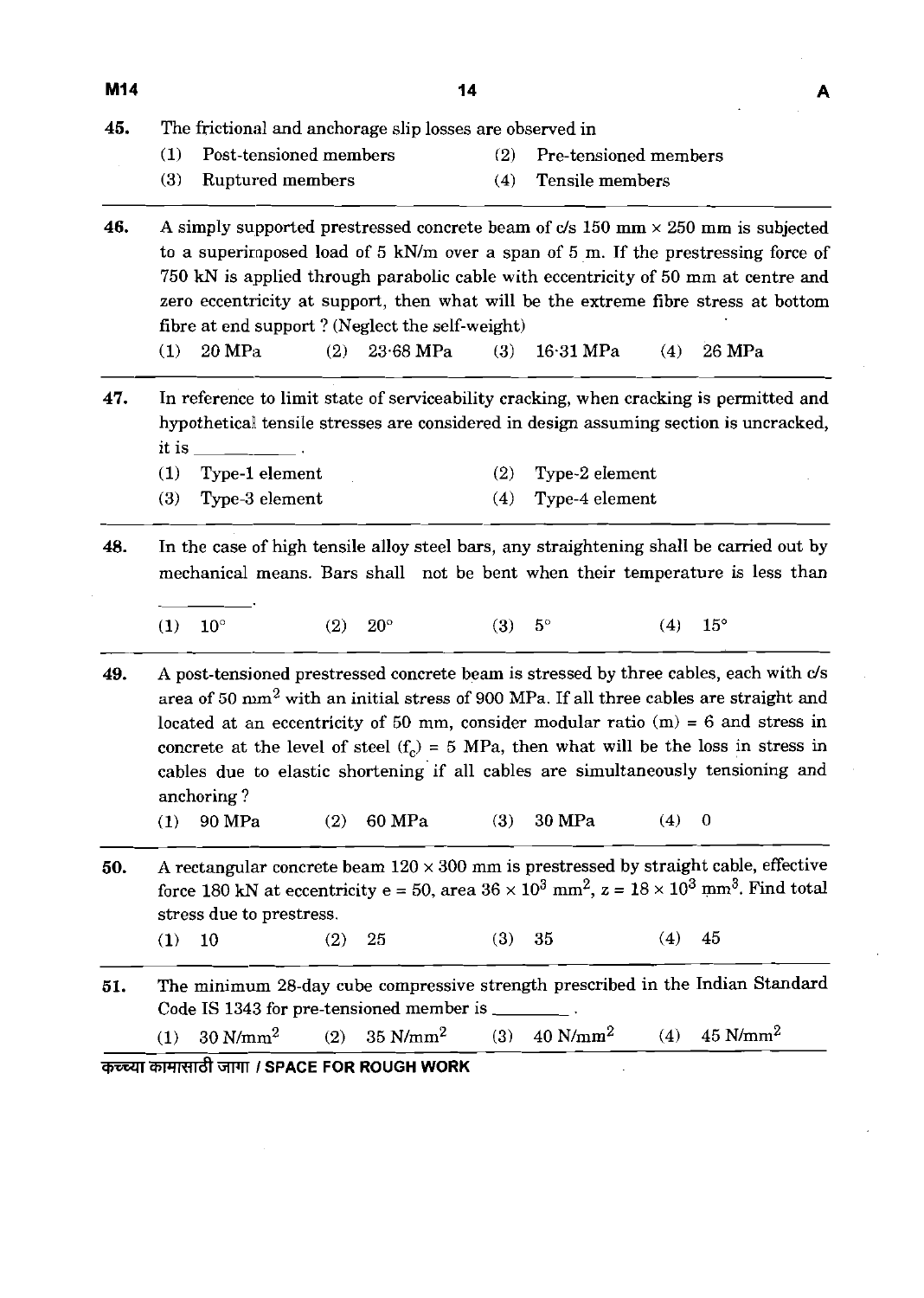45. The frictional and anchorage slip losses are observed in

    (1) Post-tensioned members
    (2) Pre-tensioned members
    (3) Ruptured members
    (4) Tensile members

46. A simply supported prestressed concrete beam of c/s 150 mm × 250 mm is subjected to a superimposed load of 5 kN/m over a span of 5 m. If the prestressing force of 750 kN is applied through parabolic cable with eccentricity of 50 mm at centre and zero eccentricity at support, then what will be the extreme fibre stress at bottom fibre at end support ? (Neglect the self-weight)

    (1) 20 MPa
    (2) 23·68 MPa
    (3) 16·31 MPa
    (4) 26 MPa

47. In reference to limit state of serviceability cracking, when cracking is permitted and hypothetical tensile stresses are considered in design assuming section is uncracked, it is ________ .

    (1) Type-1 element
    (2) Type-2 element
    (3) Type-3 element
    (4) Type-4 element

48. In the case of high tensile alloy steel bars, any straightening shall be carried out by mechanical means. Bars shall not be bent when their temperature is less than ________.

    (1) $10^\circ$
    (2) $20^\circ$
    (3) $5^\circ$
    (4) $15^\circ$

49. A post-tensioned prestressed concrete beam is stressed by three cables, each with c/s area of 50 $mm^2$ with an initial stress of 900 MPa. If all three cables are straight and located at an eccentricity of 50 mm, consider modular ratio (m) = 6 and stress in concrete at the level of steel ($f_c$) = 5 MPa, then what will be the loss in stress in cables due to elastic shortening if all cables are simultaneously tensioning and anchoring ?

    (1) 90 MPa
    (2) 60 MPa
    (3) 30 MPa
    (4) 0

50. A rectangular concrete beam 120 × 300 mm is prestressed by straight cable, effective force 180 kN at eccentricity e = 50, area $36 \times 10^3$ $mm^2$, z = $18 \times 10^3$ $mm^3$. Find total stress due to prestress.

    (1) 10
    (2) 25
    (3) 35
    (4) 45

51. The minimum 28-day cube compressive strength prescribed in the Indian Standard Code IS 1343 for pre-tensioned member is ________ .

    (1) 30 $N/mm^2$
    (2) 35 $N/mm^2$
    (3) 40 $N/mm^2$
    (4) 45 $N/mm^2$

कच्च्या कामासाठी जागा / SPACE FOR ROUGH WORK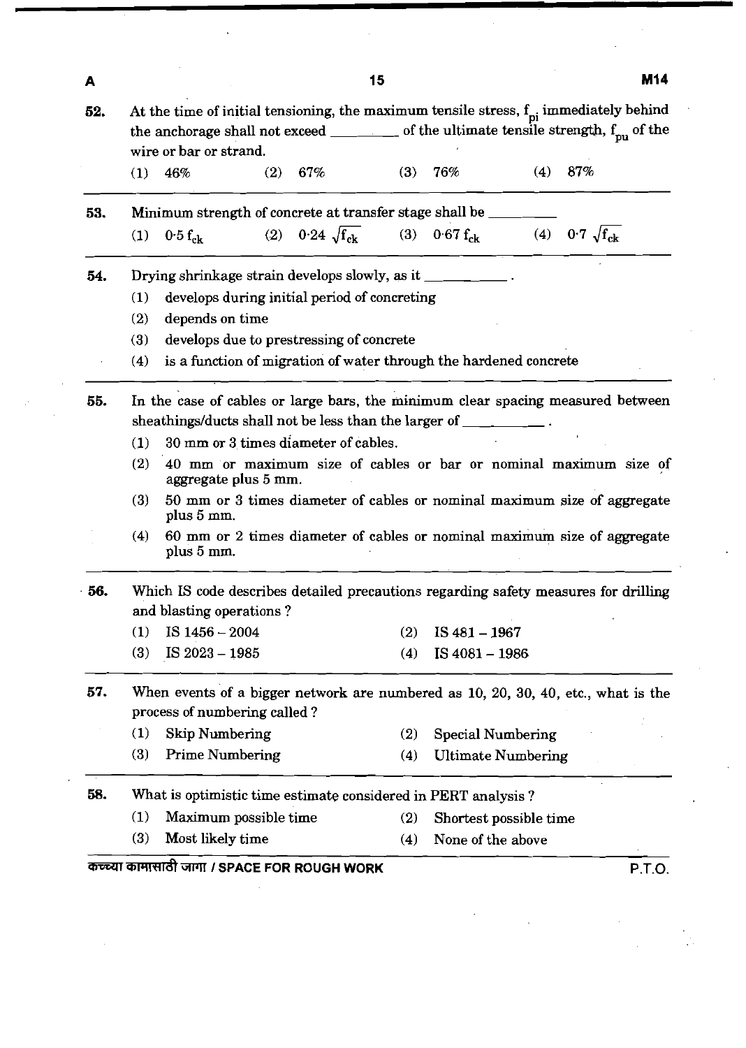52. At the time of initial tensioning, the maximum tensile stress, $f_{pi}$ immediately behind the anchorage shall not exceed _________ of the ultimate tensile strength, $f_{pu}$ of the wire or bar or strand.

(1) 46% (2) 67% (3) 76% (4) 87%

53. Minimum strength of concrete at transfer stage shall be _________

(1) $0{\cdot}5\, f_{ck}$ (2) $0{\cdot}24\, \sqrt{f_{ck}}$ (3) $0{\cdot}67\, f_{ck}$ (4) $0{\cdot}7\, \sqrt{f_{ck}}$

54. Drying shrinkage strain develops slowly, as it _________.

(1) develops during initial period of concreting
(2) depends on time
(3) develops due to prestressing of concrete
(4) is a function of migration of water through the hardened concrete

55. In the case of cables or large bars, the minimum clear spacing measured between sheathings/ducts shall not be less than the larger of _________.

(1) 30 mm or 3 times diameter of cables.
(2) 40 mm or maximum size of cables or bar or nominal maximum size of aggregate plus 5 mm.
(3) 50 mm or 3 times diameter of cables or nominal maximum size of aggregate plus 5 mm.
(4) 60 mm or 2 times diameter of cables or nominal maximum size of aggregate plus 5 mm.

56. Which IS code describes detailed precautions regarding safety measures for drilling and blasting operations ?

(1) IS 1456 – 2004 (2) IS 481 – 1967
(3) IS 2023 – 1985 (4) IS 4081 – 1986

57. When events of a bigger network are numbered as 10, 20, 30, 40, etc., what is the process of numbering called ?

(1) Skip Numbering (2) Special Numbering
(3) Prime Numbering (4) Ultimate Numbering

58. What is optimistic time estimate considered in PERT analysis ?

(1) Maximum possible time (2) Shortest possible time
(3) Most likely time (4) None of the above

कच्च्या कामासाठी जागा / SPACE FOR ROUGH WORK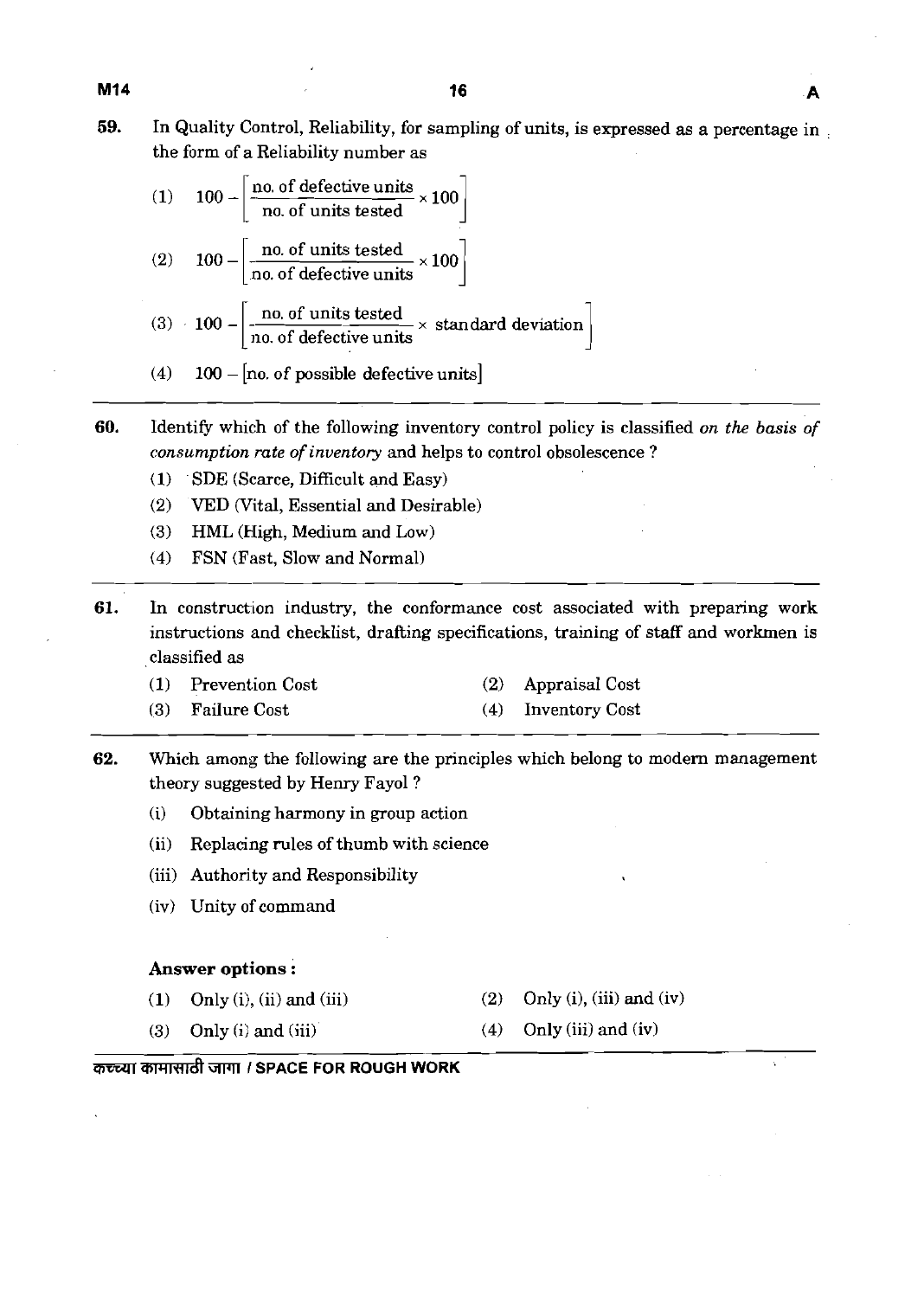59. In Quality Control, Reliability, for sampling of units, is expressed as a percentage in the form of a Reliability number as

(1) $100 - \left[\dfrac{\text{no. of defective units}}{\text{no. of units tested}} \times 100\right]$

(2) $100 - \left[\dfrac{\text{no. of units tested}}{\text{no. of defective units}} \times 100\right]$

(3) $100 - \left[\dfrac{\text{no. of units tested}}{\text{no. of defective units}} \times \text{standard deviation}\right]$

(4) $100 - [\text{no. of possible defective units}]$

---

60. Identify which of the following inventory control policy is classified *on the basis of consumption rate of inventory* and helps to control obsolescence ?

(1) SDE (Scarce, Difficult and Easy)

(2) VED (Vital, Essential and Desirable)

(3) HML (High, Medium and Low)

(4) FSN (Fast, Slow and Normal)

---

61. In construction industry, the conformance cost associated with preparing work instructions and checklist, drafting specifications, training of staff and workmen is classified as

(1) Prevention Cost

(2) Appraisal Cost

(3) Failure Cost

(4) Inventory Cost

---

62. Which among the following are the principles which belong to modern management theory suggested by Henry Fayol ?

(i) Obtaining harmony in group action

(ii) Replacing rules of thumb with science

(iii) Authority and Responsibility

(iv) Unity of command

**Answer options :**

(1) Only (i), (ii) and (iii)

(2) Only (i), (iii) and (iv)

(3) Only (i) and (iii)

(4) Only (iii) and (iv)

कच्च्या कामासाठी जागा / SPACE FOR ROUGH WORK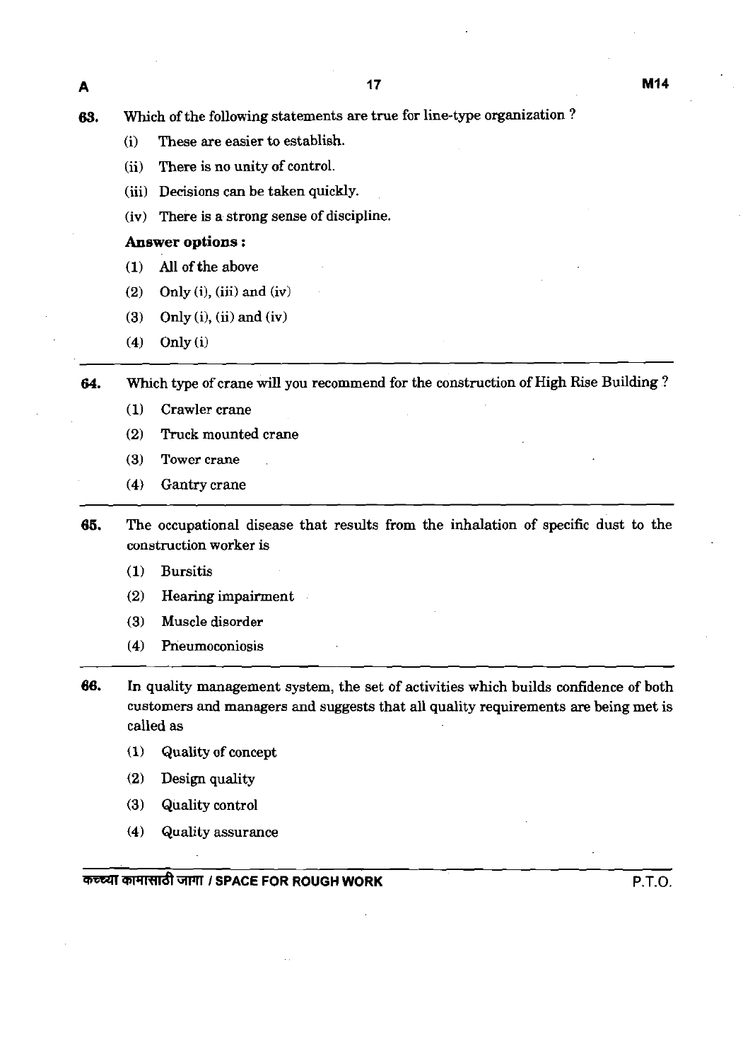63. Which of the following statements are true for line-type organization ?

   (i) These are easier to establish.

   (ii) There is no unity of control.

   (iii) Decisions can be taken quickly.

   (iv) There is a strong sense of discipline.

   **Answer options :**

   (1) All of the above

   (2) Only (i), (iii) and (iv)

   (3) Only (i), (ii) and (iv)

   (4) Only (i)

---

64. Which type of crane will you recommend for the construction of High Rise Building ?

   (1) Crawler crane

   (2) Truck mounted crane

   (3) Tower crane

   (4) Gantry crane

---

65. The occupational disease that results from the inhalation of specific dust to the construction worker is

   (1) Bursitis

   (2) Hearing impairment

   (3) Muscle disorder

   (4) Pneumoconiosis

---

66. In quality management system, the set of activities which builds confidence of both customers and managers and suggests that all quality requirements are being met is called as

   (1) Quality of concept

   (2) Design quality

   (3) Quality control

   (4) Quality assurance

कच्च्या कामासाठी जागा / SPACE FOR ROUGH WORK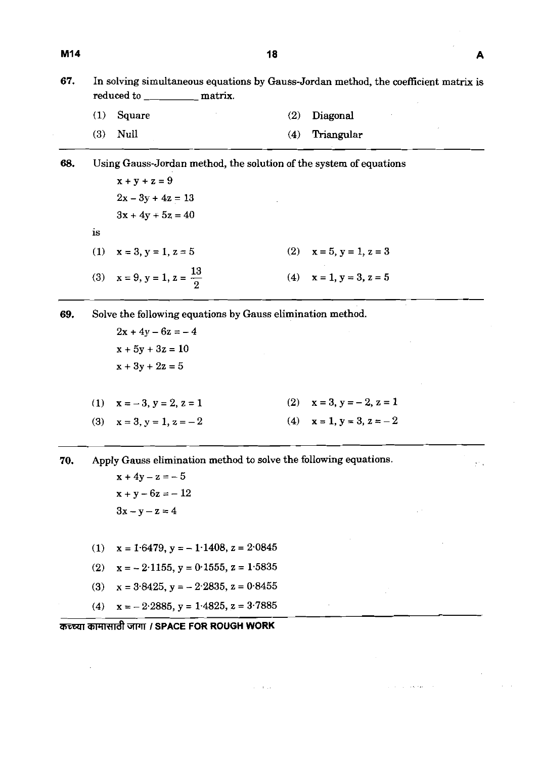67. In solving simultaneous equations by Gauss-Jordan method, the coefficient matrix is reduced to __________ matrix.

(1) Square
(2) Diagonal
(3) Null
(4) Triangular

---

68. Using Gauss-Jordan method, the solution of the system of equations

$$x + y + z = 9$$
$$2x - 3y + 4z = 13$$
$$3x + 4y + 5z = 40$$

is

(1) $x = 3, y = 1, z = 5$
(2) $x = 5, y = 1, z = 3$
(3) $x = 9, y = 1, z = \frac{13}{2}$
(4) $x = 1, y = 3, z = 5$

---

69. Solve the following equations by Gauss elimination method.

$$2x + 4y - 6z = -4$$
$$x + 5y + 3z = 10$$
$$x + 3y + 2z = 5$$

(1) $x = -3, y = 2, z = 1$
(2) $x = 3, y = -2, z = 1$
(3) $x = 3, y = 1, z = -2$
(4) $x = 1, y = 3, z = -2$

---

70. Apply Gauss elimination method to solve the following equations.

$$x + 4y - z = -5$$
$$x + y - 6z = -12$$
$$3x - y - z = 4$$

(1) $x = 1{\cdot}6479, y = -1{\cdot}1408, z = 2{\cdot}0845$
(2) $x = -2{\cdot}1155, y = 0{\cdot}1555, z = 1{\cdot}5835$
(3) $x = 3{\cdot}8425, y = -2{\cdot}2835, z = 0{\cdot}8455$
(4) $x = -2{\cdot}2885, y = 1{\cdot}4825, z = 3{\cdot}7885$

कच्च्या कामासाठी जागा / SPACE FOR ROUGH WORK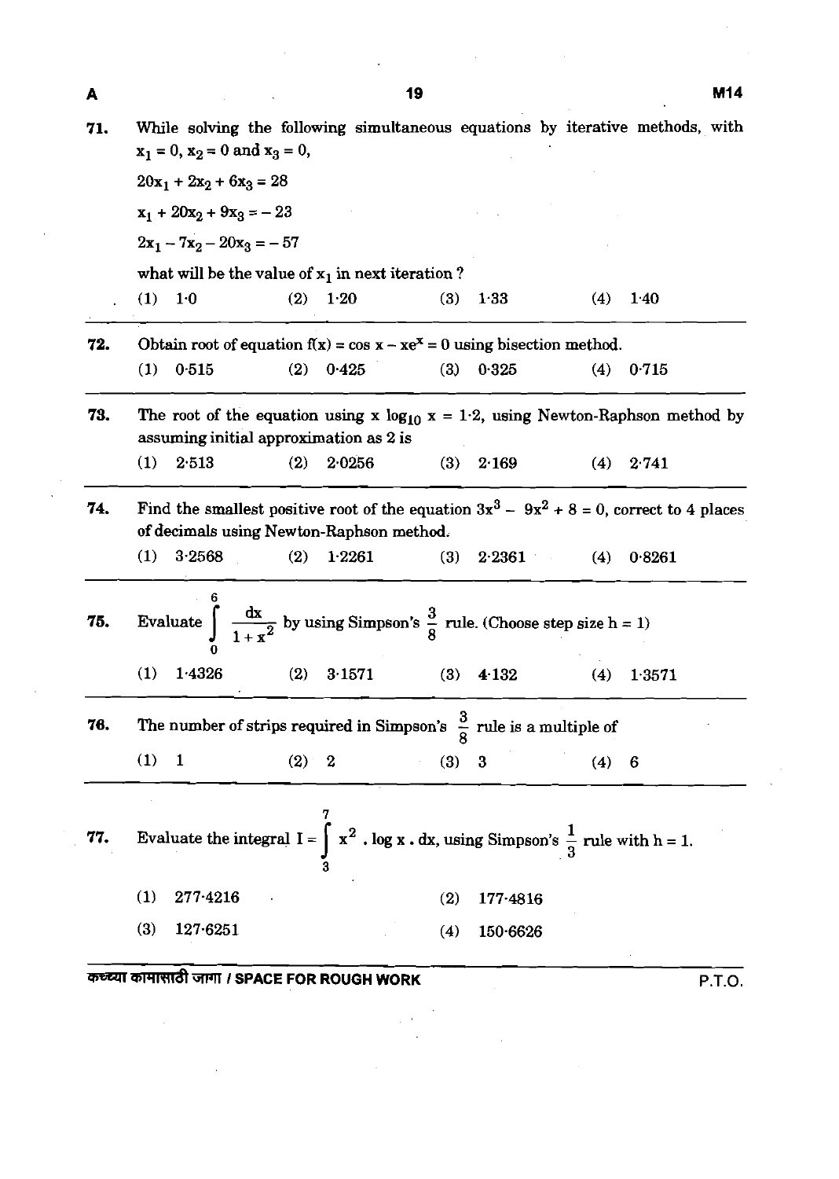71. While solving the following simultaneous equations by iterative methods, with $x_1 = 0$, $x_2 = 0$ and $x_3 = 0$,

$20x_1 + 2x_2 + 6x_3 = 28$

$x_1 + 20x_2 + 9x_3 = -23$

$2x_1 - 7x_2 - 20x_3 = -57$

what will be the value of $x_1$ in next iteration ?

(1) 1·0 (2) 1·20 (3) 1·33 (4) 1·40

---

72. Obtain root of equation $f(x) = \cos x - xe^x = 0$ using bisection method.

(1) 0·515 (2) 0·425 (3) 0·325 (4) 0·715

---

73. The root of the equation using $x \log_{10} x = 1{\cdot}2$, using Newton-Raphson method by assuming initial approximation as 2 is

(1) 2·513 (2) 2·0256 (3) 2·169 (4) 2·741

---

74. Find the smallest positive root of the equation $3x^3 - 9x^2 + 8 = 0$, correct to 4 places of decimals using Newton-Raphson method.

(1) 3·2568 (2) 1·2261 (3) 2·2361 (4) 0·8261

---

75. Evaluate $\int_0^6 \frac{dx}{1+x^2}$ by using Simpson's $\frac{3}{8}$ rule. (Choose step size h = 1)

(1) 1·4326 (2) 3·1571 (3) 4·132 (4) 1·3571

---

76. The number of strips required in Simpson's $\frac{3}{8}$ rule is a multiple of

(1) 1 (2) 2 (3) 3 (4) 6

---

77. Evaluate the integral $I = \int_3^7 x^2 \cdot \log x \cdot dx$, using Simpson's $\frac{1}{3}$ rule with h = 1.

(1) 277·4216 (2) 177·4816

(3) 127·6251 (4) 150·6626

---

कच्च्या कामासाठी जागा / SPACE FOR ROUGH WORK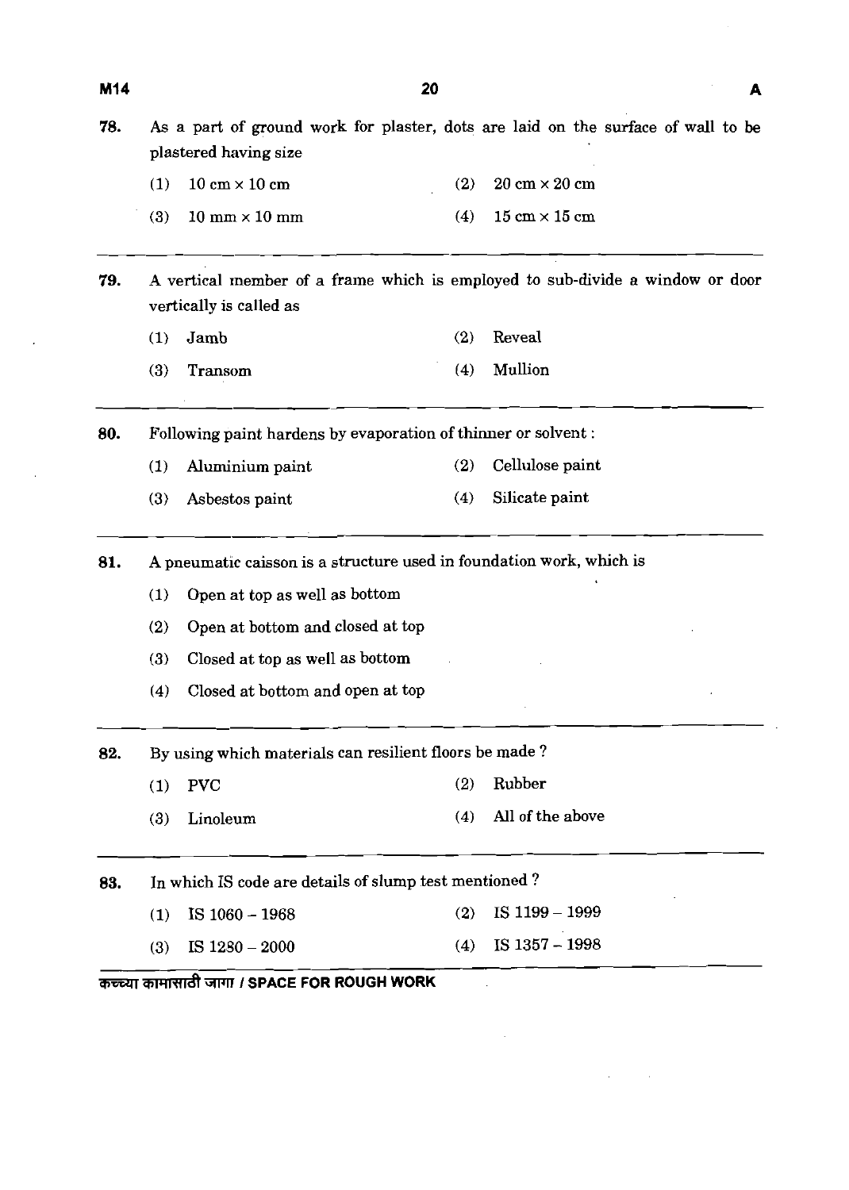78. As a part of ground work for plaster, dots are laid on the surface of wall to be plastered having size

(1) 10 cm × 10 cm (2) 20 cm × 20 cm

(3) 10 mm × 10 mm (4) 15 cm × 15 cm

---

79. A vertical member of a frame which is employed to sub-divide a window or door vertically is called as

(1) Jamb (2) Reveal

(3) Transom (4) Mullion

---

80. Following paint hardens by evaporation of thinner or solvent :

(1) Aluminium paint (2) Cellulose paint

(3) Asbestos paint (4) Silicate paint

---

81. A pneumatic caisson is a structure used in foundation work, which is

(1) Open at top as well as bottom

(2) Open at bottom and closed at top

(3) Closed at top as well as bottom

(4) Closed at bottom and open at top

---

82. By using which materials can resilient floors be made ?

(1) PVC (2) Rubber

(3) Linoleum (4) All of the above

---

83. In which IS code are details of slump test mentioned ?

(1) IS 1060 – 1968 (2) IS 1199 – 1999

(3) IS 1280 – 2000 (4) IS 1357 – 1998

कच्च्या कामासाठी जागा / SPACE FOR ROUGH WORK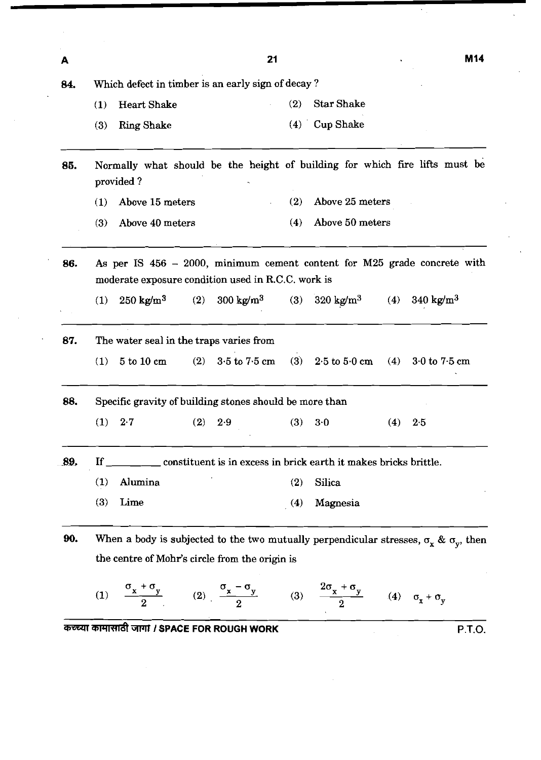84. Which defect in timber is an early sign of decay ?

(1) Heart Shake
(2) Star Shake
(3) Ring Shake
(4) Cup Shake

---

85. Normally what should be the height of building for which fire lifts must be provided ?

(1) Above 15 meters
(2) Above 25 meters
(3) Above 40 meters
(4) Above 50 meters

---

86. As per IS 456 – 2000, minimum cement content for M25 grade concrete with moderate exposure condition used in R.C.C. work is

(1) 250 kg/m$^3$
(2) 300 kg/m$^3$
(3) 320 kg/m$^3$
(4) 340 kg/m$^3$

---

87. The water seal in the traps varies from

(1) 5 to 10 cm
(2) 3·5 to 7·5 cm
(3) 2·5 to 5·0 cm
(4) 3·0 to 7·5 cm

---

88. Specific gravity of building stones should be more than

(1) 2·7
(2) 2·9
(3) 3·0
(4) 2·5

---

89. If _________ constituent is in excess in brick earth it makes bricks brittle.

(1) Alumina
(2) Silica
(3) Lime
(4) Magnesia

---

90. When a body is subjected to the two mutually perpendicular stresses, $\sigma_x$ & $\sigma_y$, then the centre of Mohr's circle from the origin is

(1) $\frac{\sigma_x + \sigma_y}{2}$
(2) $\frac{\sigma_x - \sigma_y}{2}$
(3) $\frac{2\sigma_x + \sigma_y}{2}$
(4) $\sigma_x + \sigma_y$

कच्च्या कामासाठी जागा / SPACE FOR ROUGH WORK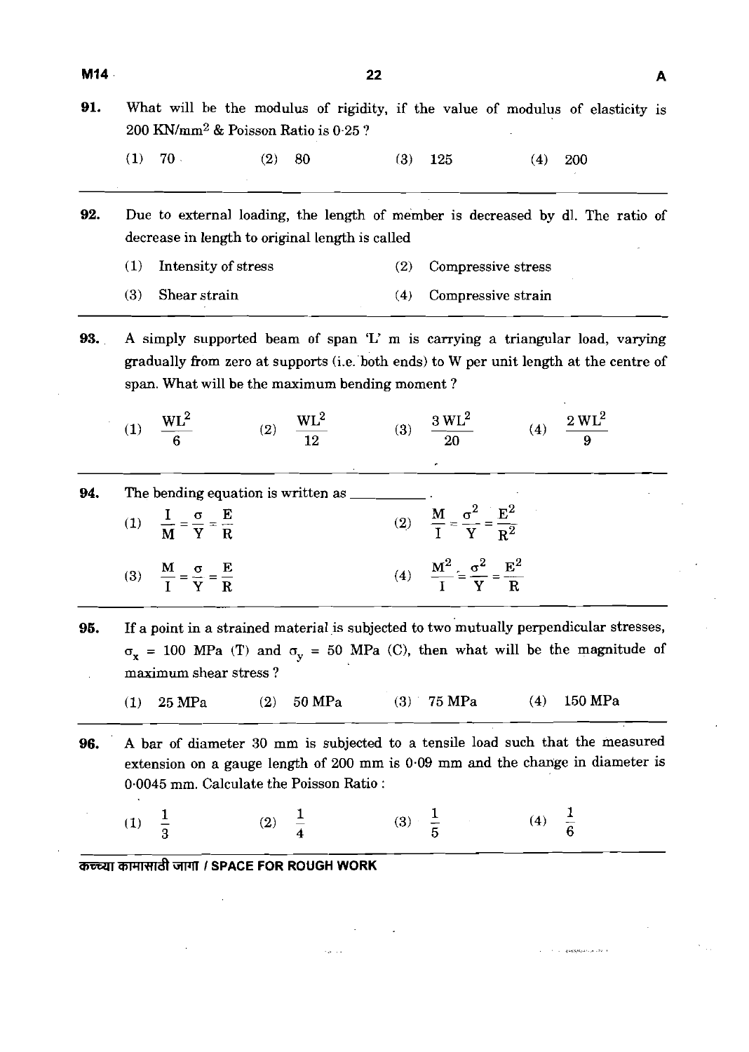**91.** What will be the modulus of rigidity, if the value of modulus of elasticity is 200 KN/mm$^2$ & Poisson Ratio is 0·25 ?

(1) 70 (2) 80 (3) 125 (4) 200

---

**92.** Due to external loading, the length of member is decreased by dl. The ratio of decrease in length to original length is called

(1) Intensity of stress (2) Compressive stress

(3) Shear strain (4) Compressive strain

---

**93.** A simply supported beam of span 'L' m is carrying a triangular load, varying gradually from zero at supports (i.e. both ends) to W per unit length at the centre of span. What will be the maximum bending moment ?

(1) $\frac{WL^2}{6}$ (2) $\frac{WL^2}{12}$ (3) $\frac{3\,WL^2}{20}$ (4) $\frac{2\,WL^2}{9}$

---

**94.** The bending equation is written as __________ .

(1) $\frac{I}{M} = \frac{\sigma}{Y} = \frac{E}{R}$ (2) $\frac{M}{I} = \frac{\sigma^2}{Y} = \frac{E^2}{R^2}$

(3) $\frac{M}{I} = \frac{\sigma}{Y} = \frac{E}{R}$ (4) $\frac{M^2}{I} = \frac{\sigma^2}{Y} = \frac{E^2}{R}$

---

**95.** If a point in a strained material is subjected to two mutually perpendicular stresses, $\sigma_x$ = 100 MPa (T) and $\sigma_y$ = 50 MPa (C), then what will be the magnitude of maximum shear stress ?

(1) 25 MPa (2) 50 MPa (3) 75 MPa (4) 150 MPa

---

**96.** A bar of diameter 30 mm is subjected to a tensile load such that the measured extension on a gauge length of 200 mm is 0·09 mm and the change in diameter is 0·0045 mm. Calculate the Poisson Ratio :

(1) $\frac{1}{3}$ (2) $\frac{1}{4}$ (3) $\frac{1}{5}$ (4) $\frac{1}{6}$

---

कच्च्या कामासाठी जागा / SPACE FOR ROUGH WORK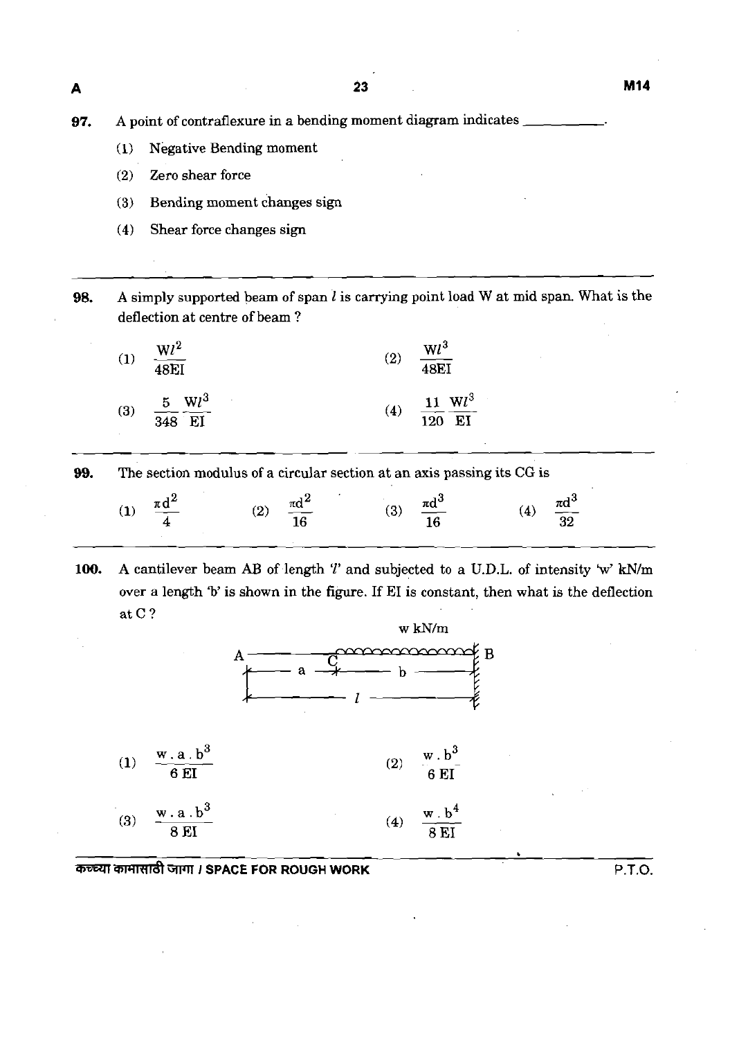97. A point of contraflexure in a bending moment diagram indicates __________.

(1) Negative Bending moment

(2) Zero shear force

(3) Bending moment changes sign

(4) Shear force changes sign

---

98. A simply supported beam of span $l$ is carrying point load W at mid span. What is the deflection at centre of beam ?

(1) $\frac{Wl^2}{48EI}$

(2) $\frac{Wl^3}{48EI}$

(3) $\frac{5}{348} \frac{Wl^3}{EI}$

(4) $\frac{11}{120} \frac{Wl^3}{EI}$

---

99. The section modulus of a circular section at an axis passing its CG is

(1) $\frac{\pi d^2}{4}$

(2) $\frac{\pi d^2}{16}$

(3) $\frac{\pi d^3}{16}$

(4) $\frac{\pi d^3}{32}$

---

100. A cantilever beam AB of length '$l$' and subjected to a U.D.L. of intensity 'w' kN/m over a length 'b' is shown in the figure. If EI is constant, then what is the deflection at C ?

(1) $\frac{w \cdot a \cdot b^3}{6 EI}$

(2) $\frac{w \cdot b^3}{6 EI}$

(3) $\frac{w \cdot a \cdot b^3}{8 EI}$

(4) $\frac{w \cdot b^4}{8 EI}$

कच्च्या कामासाठी जागा / SPACE FOR ROUGH WORK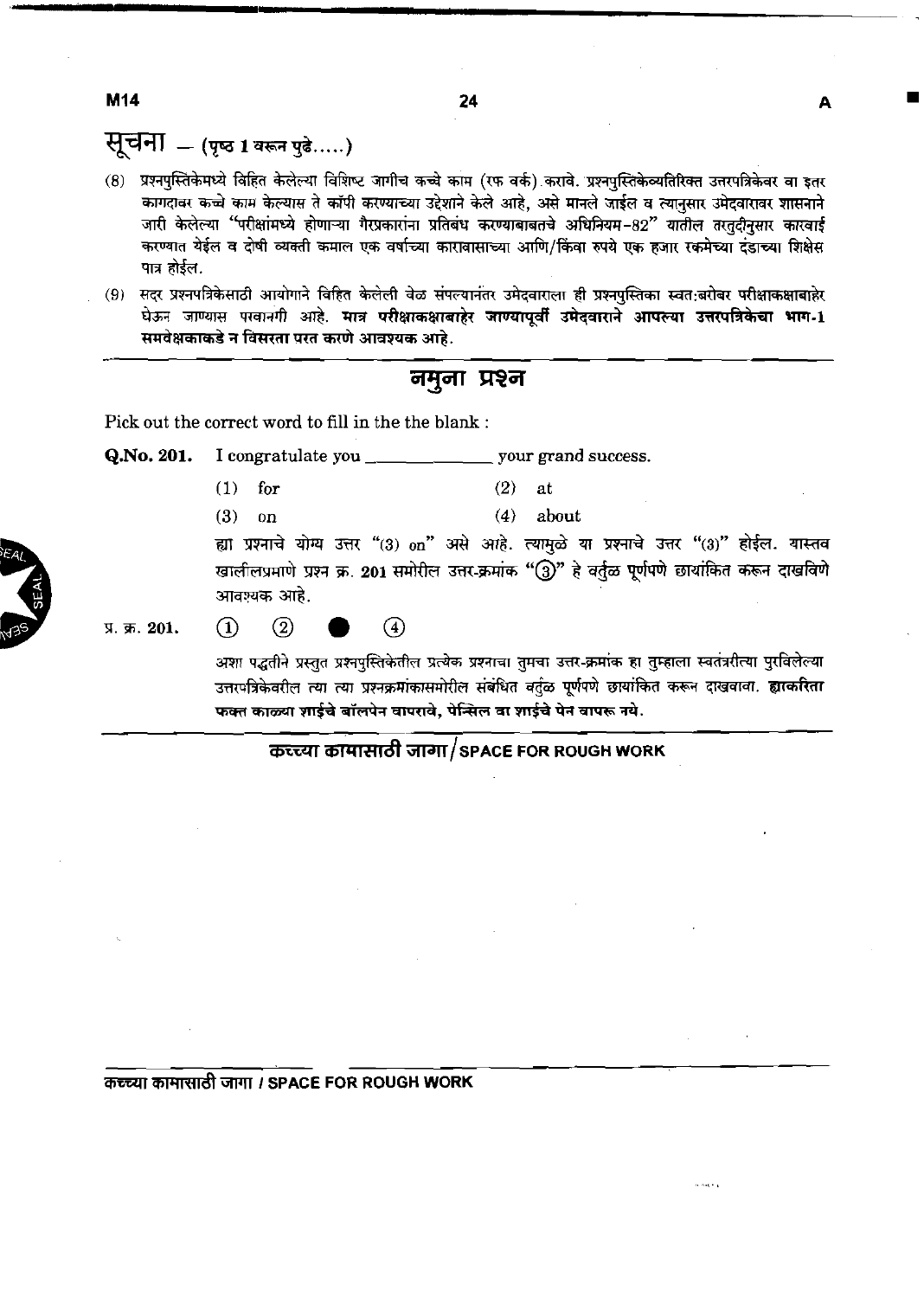## सूचना — (पृष्ठ 1 वरून पुढे.....)

(8) प्रश्नपुस्तिकेमध्ये विहित केलेल्या विशिष्ट जागीच कच्चे काम (रफ वर्क) करावे. प्रश्नपुस्तिकेव्यतिरिक्त उत्तरपत्रिकेवर वा इतर कागदावर कच्चे काम केल्यास ते कॉपी करण्याच्या उद्देशाने केले आहे, असे मानले जाईल व त्यानुसार उमेदवारावर शासनाने जारी केलेल्या "परीक्षांमध्ये होणाऱ्या गैरप्रकारांना प्रतिबंध करण्याबाबतचे अधिनियम-82" यातील तरतुदीनुसार कारवाई करण्यात येईल व दोषी व्यक्ती कमाल एक वर्षाच्या कारावासाच्या आणि/किंवा रुपये एक हजार रकमेच्या दंडाच्या शिक्षेस पात्र होईल.

(9) सदर प्रश्नपत्रिकेसाठी आयोगाने विहित केलेली वेळ संपल्यानंतर उमेदवाराला ही प्रश्नपुस्तिका स्वत:बरोबर परीक्षाकक्षाबाहेर घेऊन जाण्यास परवानगी आहे. **मात्र परीक्षाकक्षाबाहेर जाण्यापूर्वी उमेदवाराने आपल्या उत्तरपत्रिकेचा भाग-1 समवेक्षकाकडे न विसरता परत करणे आवश्यक आहे.**

## नमुना प्रश्न

Pick out the correct word to fill in the the blank :

**Q.No. 201.** I congratulate you \_\_\_\_\_\_\_\_\_\_ your grand success.

(1) for (2) at

(3) on (4) about

ह्या प्रश्नाचे योग्य उत्तर "(3) on" असे आहे. त्यामुळे या प्रश्नाचे उत्तर "(3)" होईल. यास्तव खालीलप्रमाणे प्रश्न क्र. 201 समोरील उत्तर-क्रमांक "③" हे वर्तुळ पूर्णपणे छायांकित करून दाखविणे आवश्यक आहे.

प्र. क्र. 201. ① ② ● ④

अशा पद्धतीने प्रस्तुत प्रश्नपुस्तिकेतील प्रत्येक प्रश्नाचा तुमचा उत्तर-क्रमांक हा तुम्हाला स्वतंत्ररीत्या पुरविलेल्या उत्तरपत्रिकेवरील त्या त्या प्रश्नक्रमांकासमोरील संबंधित वर्तुळ पूर्णपणे छायांकित करून दाखवावा. **ह्याकरिता फक्त काळ्या शाईचे बॉलपेन वापरावे, पेन्सिल वा शाईचे पेन वापरू नये.**

### कच्च्या कामासाठी जागा / SPACE FOR ROUGH WORK

कच्च्या कामासाठी जागा / SPACE FOR ROUGH WORK